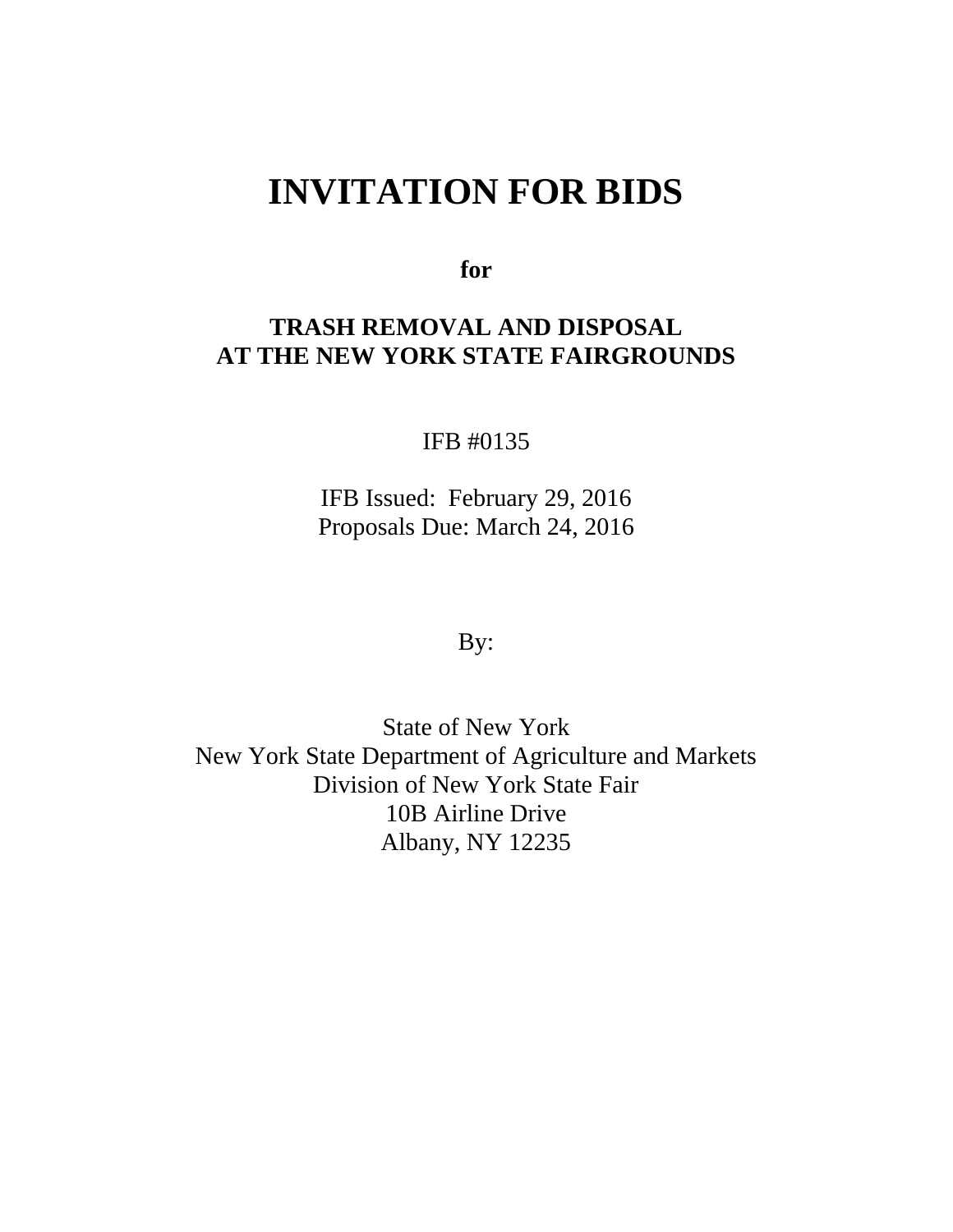# INVITATION FOR BIDS

**for**

## TRASH REMOVAL AND DISPOSAL AT THE NEW YORK STATE FAIRGROUNDS

IFB #0135

IFB Issued: February 29, 2016
Proposals Due: March 24, 2016

By:

State of New York
New York State Department of Agriculture and Markets
Division of New York State Fair
10B Airline Drive
Albany, NY 12235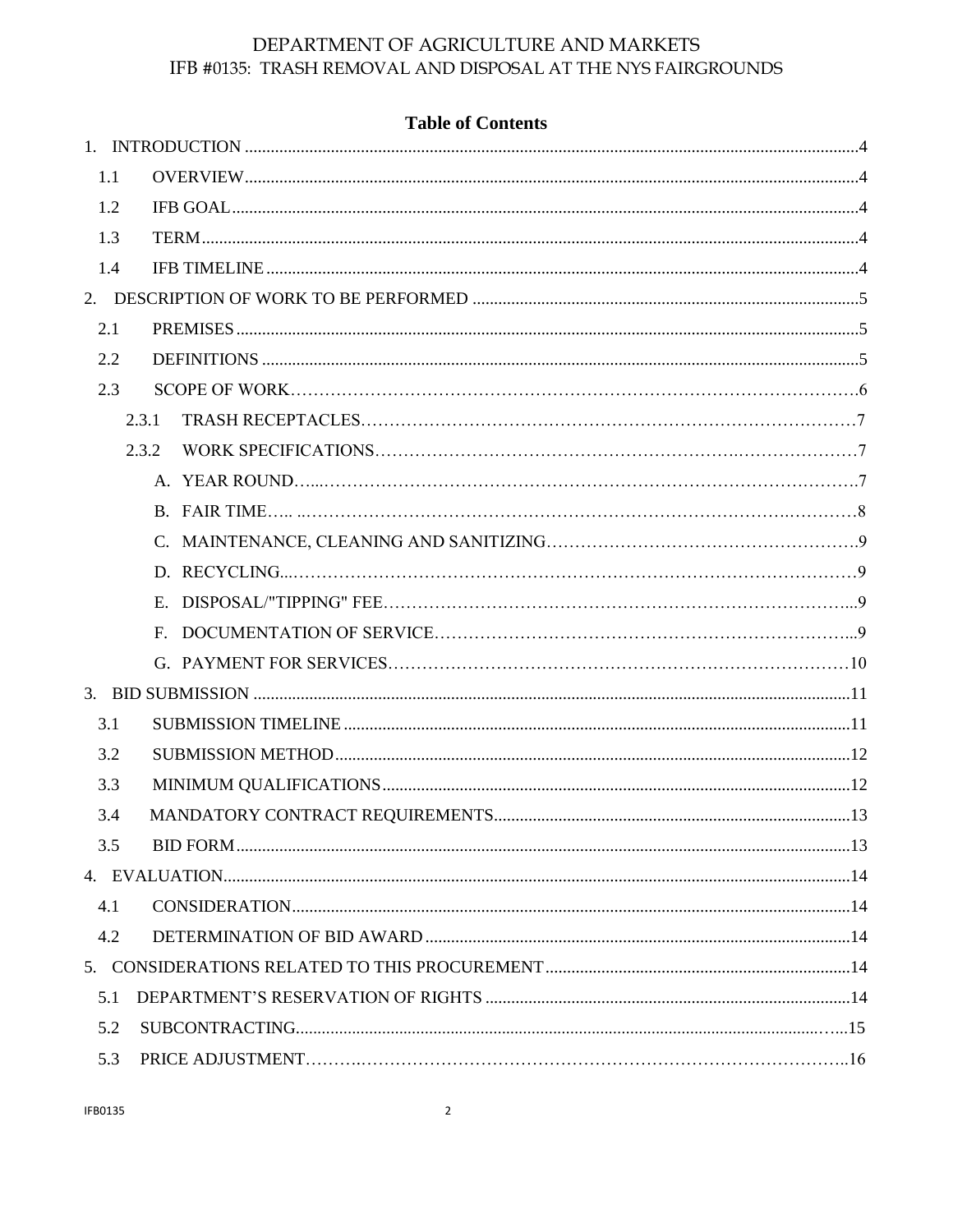**Table of Contents**

1. INTRODUCTION ....... 4
   - 1.1 OVERVIEW ....... 4
   - 1.2 IFB GOAL ....... 4
   - 1.3 TERM ....... 4
   - 1.4 IFB TIMELINE ....... 4
2. DESCRIPTION OF WORK TO BE PERFORMED ....... 5
   - 2.1 PREMISES ....... 5
   - 2.2 DEFINITIONS ....... 5
   - 2.3 SCOPE OF WORK ....... 6
     - 2.3.1 TRASH RECEPTACLES ....... 7
     - 2.3.2 WORK SPECIFICATIONS ....... 7
       - A. YEAR ROUND ....... 7
       - B. FAIR TIME ....... 8
       - C. MAINTENANCE, CLEANING AND SANITIZING ....... 9
       - D. RECYCLING ....... 9
       - E. DISPOSAL/"TIPPING" FEE ....... 9
       - F. DOCUMENTATION OF SERVICE ....... 9
       - G. PAYMENT FOR SERVICES ....... 10
3. BID SUBMISSION ....... 11
   - 3.1 SUBMISSION TIMELINE ....... 11
   - 3.2 SUBMISSION METHOD ....... 12
   - 3.3 MINIMUM QUALIFICATIONS ....... 12
   - 3.4 MANDATORY CONTRACT REQUIREMENTS ....... 13
   - 3.5 BID FORM ....... 13
4. EVALUATION ....... 14
   - 4.1 CONSIDERATION ....... 14
   - 4.2 DETERMINATION OF BID AWARD ....... 14
5. CONSIDERATIONS RELATED TO THIS PROCUREMENT ....... 14
   - 5.1 DEPARTMENT'S RESERVATION OF RIGHTS ....... 14
   - 5.2 SUBCONTRACTING ....... 15
   - 5.3 PRICE ADJUSTMENT ....... 16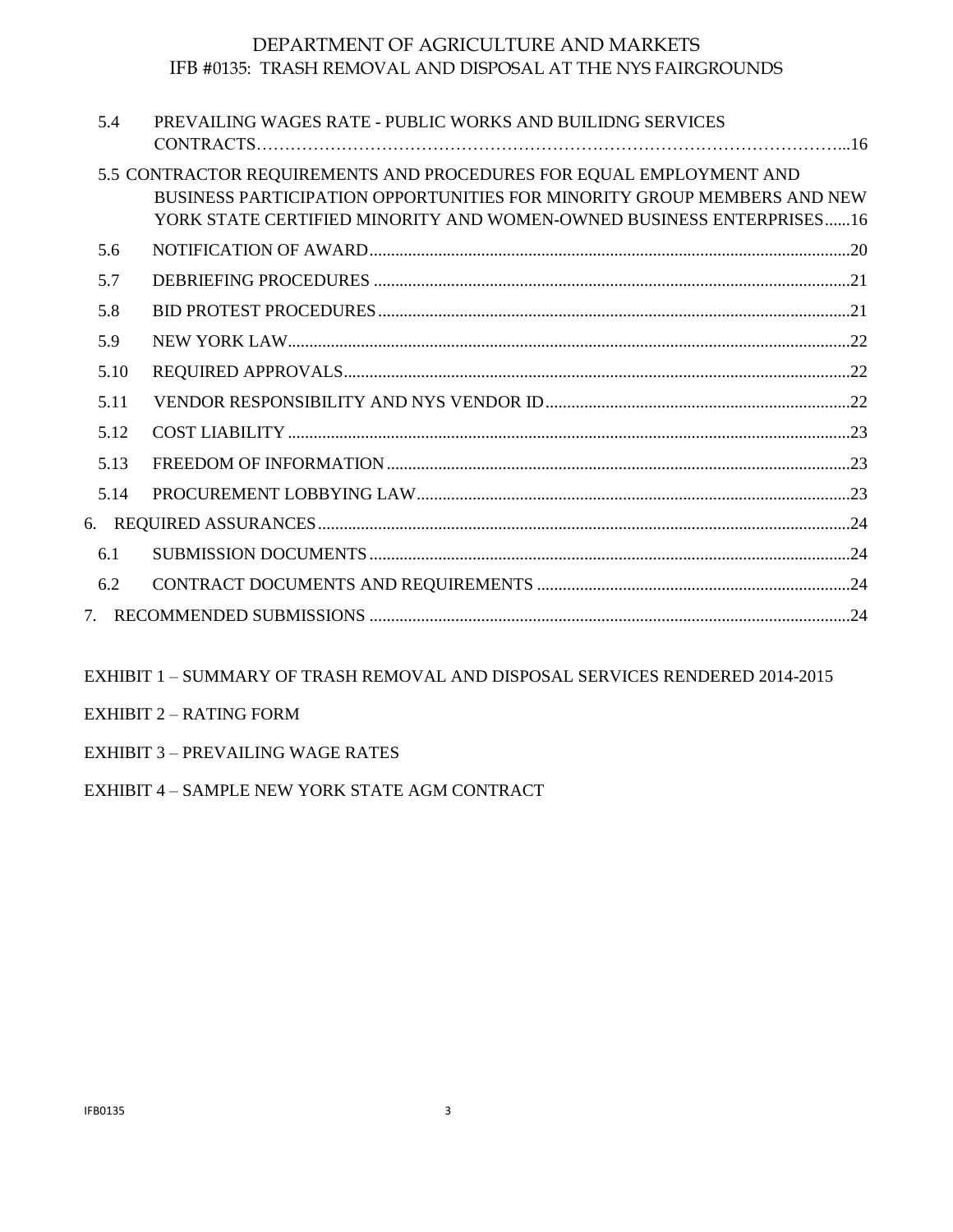| | | |
|---|---|---|
| 5.4 | PREVAILING WAGES RATE - PUBLIC WORKS AND BUILIDNG SERVICES CONTRACTS | 16 |
| 5.5 | CONTRACTOR REQUIREMENTS AND PROCEDURES FOR EQUAL EMPLOYMENT AND BUSINESS PARTICIPATION OPPORTUNITIES FOR MINORITY GROUP MEMBERS AND NEW YORK STATE CERTIFIED MINORITY AND WOMEN-OWNED BUSINESS ENTERPRISES | 16 |
| 5.6 | NOTIFICATION OF AWARD | 20 |
| 5.7 | DEBRIEFING PROCEDURES | 21 |
| 5.8 | BID PROTEST PROCEDURES | 21 |
| 5.9 | NEW YORK LAW | 22 |
| 5.10 | REQUIRED APPROVALS | 22 |
| 5.11 | VENDOR RESPONSIBILITY AND NYS VENDOR ID | 22 |
| 5.12 | COST LIABILITY | 23 |
| 5.13 | FREEDOM OF INFORMATION | 23 |
| 5.14 | PROCUREMENT LOBBYING LAW | 23 |
| 6. | REQUIRED ASSURANCES | 24 |
| 6.1 | SUBMISSION DOCUMENTS | 24 |
| 6.2 | CONTRACT DOCUMENTS AND REQUIREMENTS | 24 |
| 7. | RECOMMENDED SUBMISSIONS | 24 |

EXHIBIT 1 – SUMMARY OF TRASH REMOVAL AND DISPOSAL SERVICES RENDERED 2014-2015

EXHIBIT 2 – RATING FORM

EXHIBIT 3 – PREVAILING WAGE RATES

EXHIBIT 4 – SAMPLE NEW YORK STATE AGM CONTRACT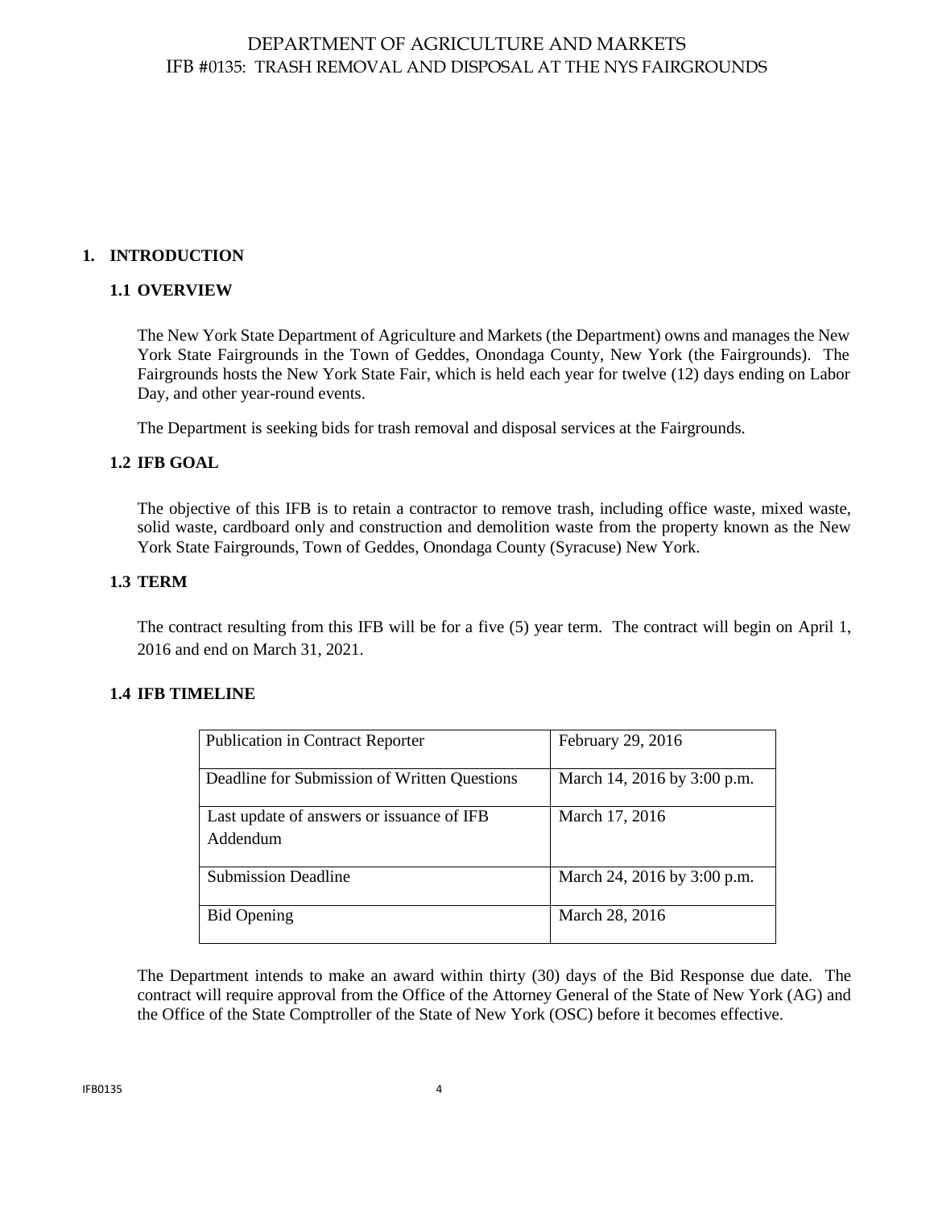# 1. INTRODUCTION

## 1.1 OVERVIEW

The New York State Department of Agriculture and Markets (the Department) owns and manages the New York State Fairgrounds in the Town of Geddes, Onondaga County, New York (the Fairgrounds). The Fairgrounds hosts the New York State Fair, which is held each year for twelve (12) days ending on Labor Day, and other year-round events.

The Department is seeking bids for trash removal and disposal services at the Fairgrounds.

## 1.2 IFB GOAL

The objective of this IFB is to retain a contractor to remove trash, including office waste, mixed waste, solid waste, cardboard only and construction and demolition waste from the property known as the New York State Fairgrounds, Town of Geddes, Onondaga County (Syracuse) New York.

## 1.3 TERM

The contract resulting from this IFB will be for a five (5) year term. The contract will begin on April 1, 2016 and end on March 31, 2021.

## 1.4 IFB TIMELINE

| | |
|---|---|
| Publication in Contract Reporter | February 29, 2016 |
| Deadline for Submission of Written Questions | March 14, 2016 by 3:00 p.m. |
| Last update of answers or issuance of IFB Addendum | March 17, 2016 |
| Submission Deadline | March 24, 2016 by 3:00 p.m. |
| Bid Opening | March 28, 2016 |

The Department intends to make an award within thirty (30) days of the Bid Response due date. The contract will require approval from the Office of the Attorney General of the State of New York (AG) and the Office of the State Comptroller of the State of New York (OSC) before it becomes effective.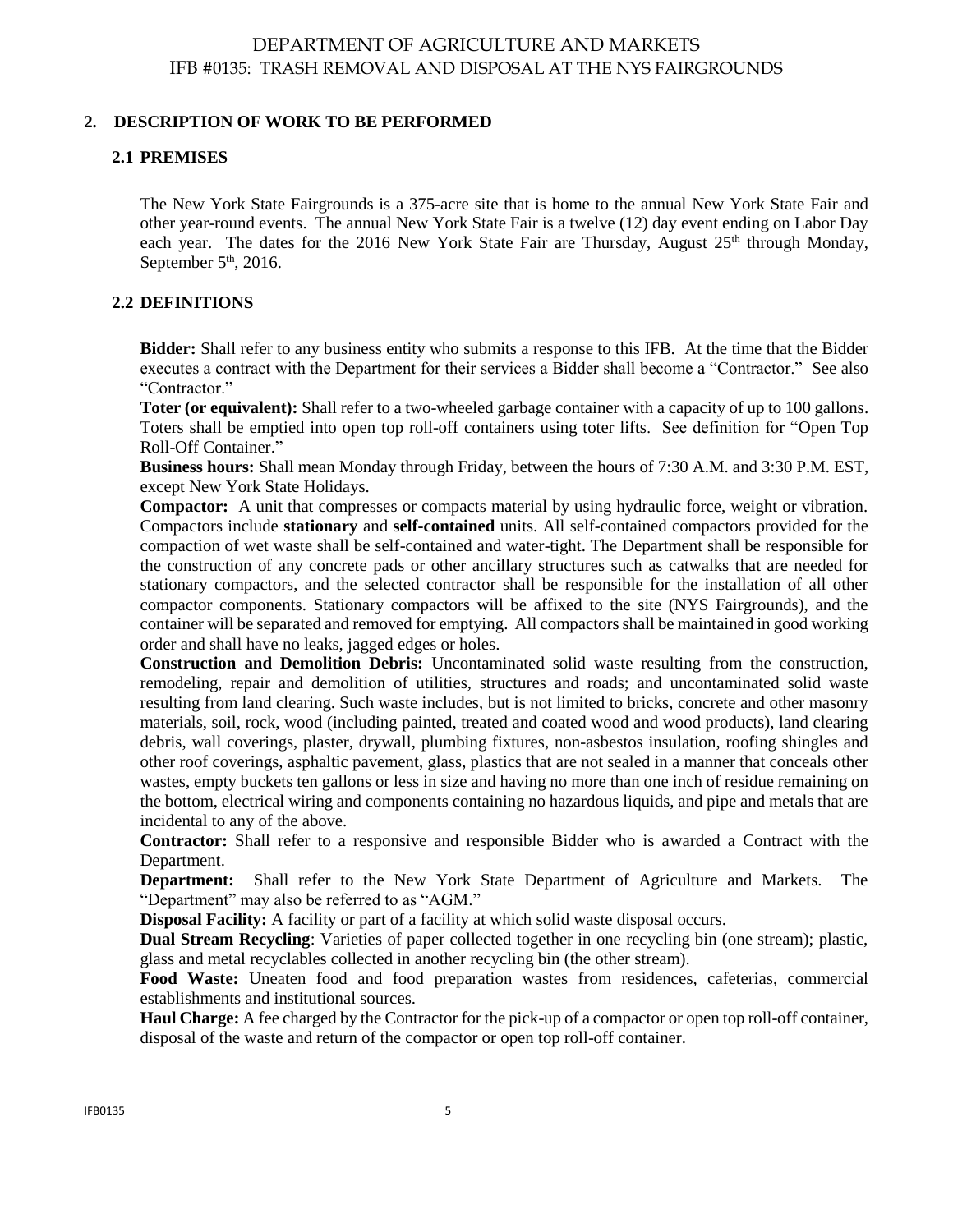## 2. DESCRIPTION OF WORK TO BE PERFORMED

### 2.1 PREMISES

The New York State Fairgrounds is a 375-acre site that is home to the annual New York State Fair and other year-round events. The annual New York State Fair is a twelve (12) day event ending on Labor Day each year. The dates for the 2016 New York State Fair are Thursday, August 25th through Monday, September 5th, 2016.

### 2.2 DEFINITIONS

**Bidder:** Shall refer to any business entity who submits a response to this IFB. At the time that the Bidder executes a contract with the Department for their services a Bidder shall become a "Contractor." See also "Contractor."

**Toter (or equivalent):** Shall refer to a two-wheeled garbage container with a capacity of up to 100 gallons. Toters shall be emptied into open top roll-off containers using toter lifts. See definition for "Open Top Roll-Off Container."

**Business hours:** Shall mean Monday through Friday, between the hours of 7:30 A.M. and 3:30 P.M. EST, except New York State Holidays.

**Compactor:** A unit that compresses or compacts material by using hydraulic force, weight or vibration. Compactors include **stationary** and **self-contained** units. All self-contained compactors provided for the compaction of wet waste shall be self-contained and water-tight. The Department shall be responsible for the construction of any concrete pads or other ancillary structures such as catwalks that are needed for stationary compactors, and the selected contractor shall be responsible for the installation of all other compactor components. Stationary compactors will be affixed to the site (NYS Fairgrounds), and the container will be separated and removed for emptying. All compactors shall be maintained in good working order and shall have no leaks, jagged edges or holes.

**Construction and Demolition Debris:** Uncontaminated solid waste resulting from the construction, remodeling, repair and demolition of utilities, structures and roads; and uncontaminated solid waste resulting from land clearing. Such waste includes, but is not limited to bricks, concrete and other masonry materials, soil, rock, wood (including painted, treated and coated wood and wood products), land clearing debris, wall coverings, plaster, drywall, plumbing fixtures, non-asbestos insulation, roofing shingles and other roof coverings, asphaltic pavement, glass, plastics that are not sealed in a manner that conceals other wastes, empty buckets ten gallons or less in size and having no more than one inch of residue remaining on the bottom, electrical wiring and components containing no hazardous liquids, and pipe and metals that are incidental to any of the above.

**Contractor:** Shall refer to a responsive and responsible Bidder who is awarded a Contract with the Department.

**Department:** Shall refer to the New York State Department of Agriculture and Markets. The "Department" may also be referred to as "AGM."

**Disposal Facility:** A facility or part of a facility at which solid waste disposal occurs.

**Dual Stream Recycling**: Varieties of paper collected together in one recycling bin (one stream); plastic, glass and metal recyclables collected in another recycling bin (the other stream).

**Food Waste:** Uneaten food and food preparation wastes from residences, cafeterias, commercial establishments and institutional sources.

**Haul Charge:** A fee charged by the Contractor for the pick-up of a compactor or open top roll-off container, disposal of the waste and return of the compactor or open top roll-off container.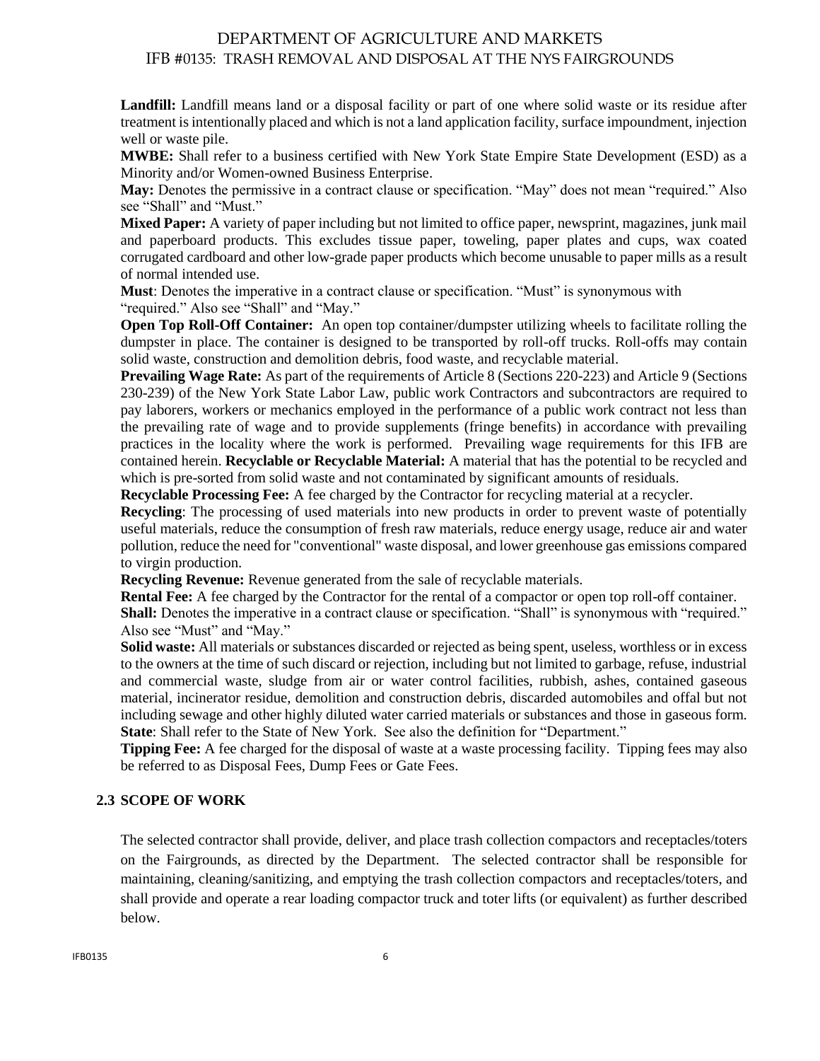**Landfill:** Landfill means land or a disposal facility or part of one where solid waste or its residue after treatment is intentionally placed and which is not a land application facility, surface impoundment, injection well or waste pile.

**MWBE:** Shall refer to a business certified with New York State Empire State Development (ESD) as a Minority and/or Women-owned Business Enterprise.

**May:** Denotes the permissive in a contract clause or specification. "May" does not mean "required." Also see "Shall" and "Must."

**Mixed Paper:** A variety of paper including but not limited to office paper, newsprint, magazines, junk mail and paperboard products. This excludes tissue paper, toweling, paper plates and cups, wax coated corrugated cardboard and other low-grade paper products which become unusable to paper mills as a result of normal intended use.

**Must**: Denotes the imperative in a contract clause or specification. "Must" is synonymous with "required." Also see "Shall" and "May."

**Open Top Roll-Off Container:** An open top container/dumpster utilizing wheels to facilitate rolling the dumpster in place. The container is designed to be transported by roll-off trucks. Roll-offs may contain solid waste, construction and demolition debris, food waste, and recyclable material.

**Prevailing Wage Rate:** As part of the requirements of Article 8 (Sections 220-223) and Article 9 (Sections 230-239) of the New York State Labor Law, public work Contractors and subcontractors are required to pay laborers, workers or mechanics employed in the performance of a public work contract not less than the prevailing rate of wage and to provide supplements (fringe benefits) in accordance with prevailing practices in the locality where the work is performed. Prevailing wage requirements for this IFB are contained herein. **Recyclable or Recyclable Material:** A material that has the potential to be recycled and which is pre-sorted from solid waste and not contaminated by significant amounts of residuals.

**Recyclable Processing Fee:** A fee charged by the Contractor for recycling material at a recycler.

**Recycling**: The processing of used materials into new products in order to prevent waste of potentially useful materials, reduce the consumption of fresh raw materials, reduce energy usage, reduce air and water pollution, reduce the need for "conventional" waste disposal, and lower greenhouse gas emissions compared to virgin production.

**Recycling Revenue:** Revenue generated from the sale of recyclable materials.

**Rental Fee:** A fee charged by the Contractor for the rental of a compactor or open top roll-off container.

**Shall:** Denotes the imperative in a contract clause or specification. "Shall" is synonymous with "required." Also see "Must" and "May."

**Solid waste:** All materials or substances discarded or rejected as being spent, useless, worthless or in excess to the owners at the time of such discard or rejection, including but not limited to garbage, refuse, industrial and commercial waste, sludge from air or water control facilities, rubbish, ashes, contained gaseous material, incinerator residue, demolition and construction debris, discarded automobiles and offal but not including sewage and other highly diluted water carried materials or substances and those in gaseous form.

**State**: Shall refer to the State of New York. See also the definition for "Department."

**Tipping Fee:** A fee charged for the disposal of waste at a waste processing facility. Tipping fees may also be referred to as Disposal Fees, Dump Fees or Gate Fees.

## 2.3 SCOPE OF WORK

The selected contractor shall provide, deliver, and place trash collection compactors and receptacles/toters on the Fairgrounds, as directed by the Department. The selected contractor shall be responsible for maintaining, cleaning/sanitizing, and emptying the trash collection compactors and receptacles/toters, and shall provide and operate a rear loading compactor truck and toter lifts (or equivalent) as further described below.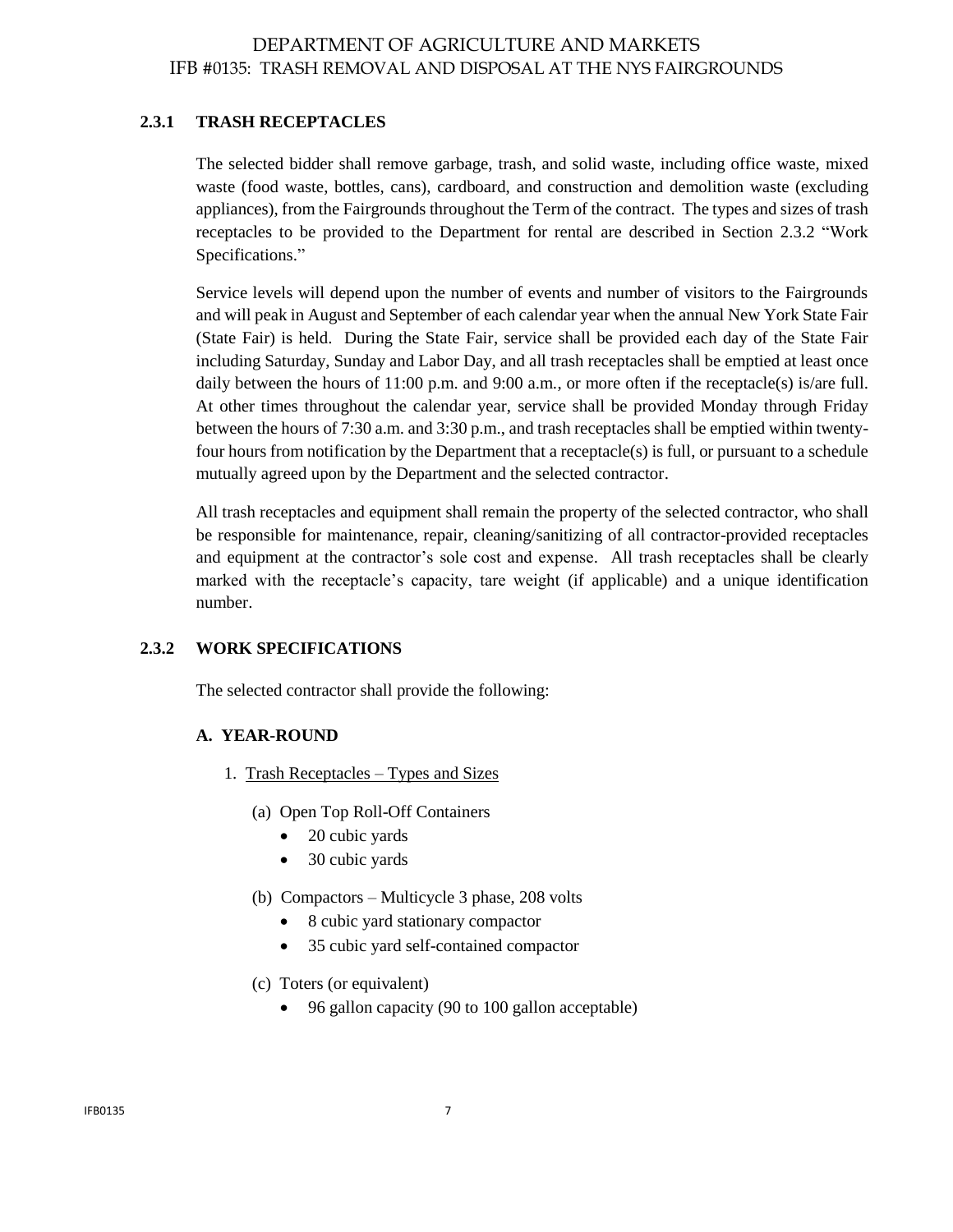### 2.3.1 TRASH RECEPTACLES

The selected bidder shall remove garbage, trash, and solid waste, including office waste, mixed waste (food waste, bottles, cans), cardboard, and construction and demolition waste (excluding appliances), from the Fairgrounds throughout the Term of the contract. The types and sizes of trash receptacles to be provided to the Department for rental are described in Section 2.3.2 "Work Specifications."

Service levels will depend upon the number of events and number of visitors to the Fairgrounds and will peak in August and September of each calendar year when the annual New York State Fair (State Fair) is held. During the State Fair, service shall be provided each day of the State Fair including Saturday, Sunday and Labor Day, and all trash receptacles shall be emptied at least once daily between the hours of 11:00 p.m. and 9:00 a.m., or more often if the receptacle(s) is/are full. At other times throughout the calendar year, service shall be provided Monday through Friday between the hours of 7:30 a.m. and 3:30 p.m., and trash receptacles shall be emptied within twenty-four hours from notification by the Department that a receptacle(s) is full, or pursuant to a schedule mutually agreed upon by the Department and the selected contractor.

All trash receptacles and equipment shall remain the property of the selected contractor, who shall be responsible for maintenance, repair, cleaning/sanitizing of all contractor-provided receptacles and equipment at the contractor's sole cost and expense. All trash receptacles shall be clearly marked with the receptacle's capacity, tare weight (if applicable) and a unique identification number.

### 2.3.2 WORK SPECIFICATIONS

The selected contractor shall provide the following:

#### A. YEAR-ROUND

1. Trash Receptacles – Types and Sizes

   (a) Open Top Roll-Off Containers
   - 20 cubic yards
   - 30 cubic yards

   (b) Compactors – Multicycle 3 phase, 208 volts
   - 8 cubic yard stationary compactor
   - 35 cubic yard self-contained compactor

   (c) Toters (or equivalent)
   - 96 gallon capacity (90 to 100 gallon acceptable)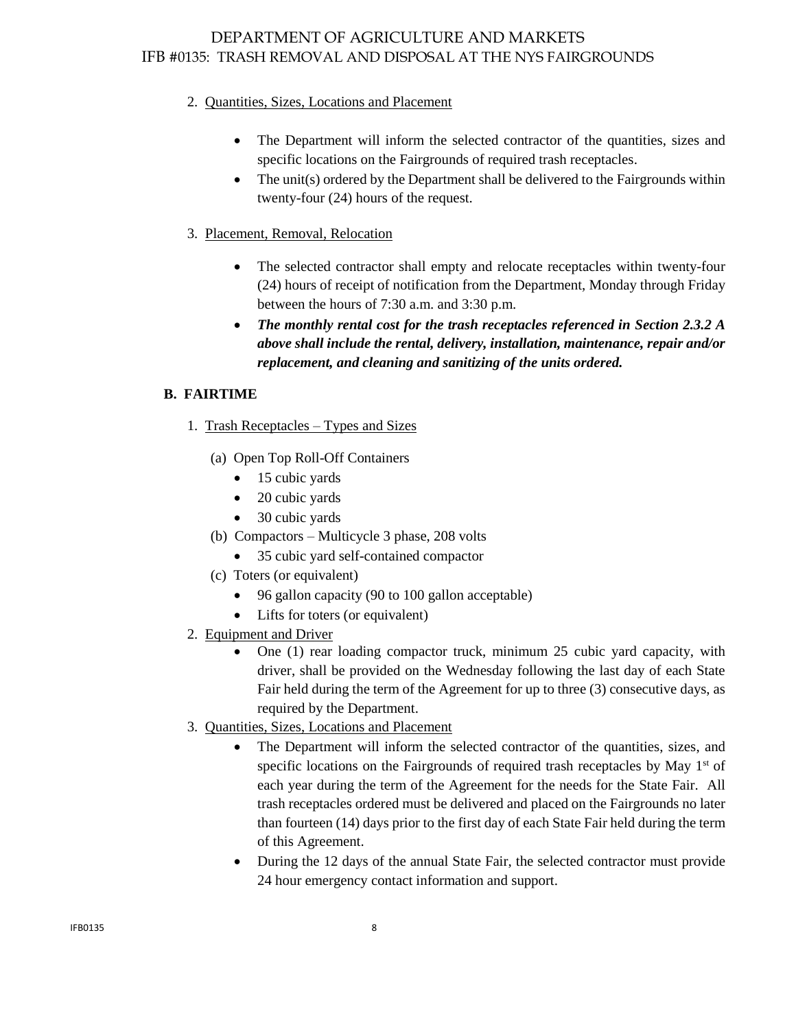2. Quantities, Sizes, Locations and Placement

    - The Department will inform the selected contractor of the quantities, sizes and specific locations on the Fairgrounds of required trash receptacles.
    - The unit(s) ordered by the Department shall be delivered to the Fairgrounds within twenty-four (24) hours of the request.

3. Placement, Removal, Relocation

    - The selected contractor shall empty and relocate receptacles within twenty-four (24) hours of receipt of notification from the Department, Monday through Friday between the hours of 7:30 a.m. and 3:30 p.m.
    - ***The monthly rental cost for the trash receptacles referenced in Section 2.3.2 A above shall include the rental, delivery, installation, maintenance, repair and/or replacement, and cleaning and sanitizing of the units ordered.***

**B. FAIRTIME**

1. Trash Receptacles – Types and Sizes

    (a) Open Top Roll-Off Containers
    - 15 cubic yards
    - 20 cubic yards
    - 30 cubic yards

    (b) Compactors – Multicycle 3 phase, 208 volts
    - 35 cubic yard self-contained compactor

    (c) Toters (or equivalent)
    - 96 gallon capacity (90 to 100 gallon acceptable)
    - Lifts for toters (or equivalent)

2. Equipment and Driver
    - One (1) rear loading compactor truck, minimum 25 cubic yard capacity, with driver, shall be provided on the Wednesday following the last day of each State Fair held during the term of the Agreement for up to three (3) consecutive days, as required by the Department.

3. Quantities, Sizes, Locations and Placement
    - The Department will inform the selected contractor of the quantities, sizes, and specific locations on the Fairgrounds of required trash receptacles by May 1st of each year during the term of the Agreement for the needs for the State Fair. All trash receptacles ordered must be delivered and placed on the Fairgrounds no later than fourteen (14) days prior to the first day of each State Fair held during the term of this Agreement.
    - During the 12 days of the annual State Fair, the selected contractor must provide 24 hour emergency contact information and support.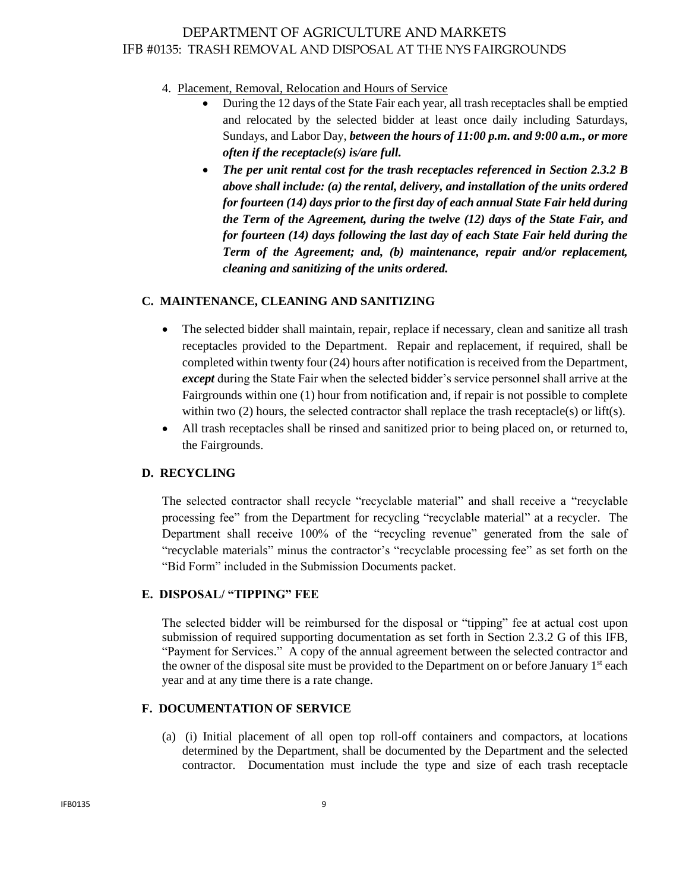4. Placement, Removal, Relocation and Hours of Service

- During the 12 days of the State Fair each year, all trash receptacles shall be emptied and relocated by the selected bidder at least once daily including Saturdays, Sundays, and Labor Day, ***between the hours of 11:00 p.m. and 9:00 a.m., or more often if the receptacle(s) is/are full.***
- ***The per unit rental cost for the trash receptacles referenced in Section 2.3.2 B above shall include: (a) the rental, delivery, and installation of the units ordered for fourteen (14) days prior to the first day of each annual State Fair held during the Term of the Agreement, during the twelve (12) days of the State Fair, and for fourteen (14) days following the last day of each State Fair held during the Term of the Agreement; and, (b) maintenance, repair and/or replacement, cleaning and sanitizing of the units ordered.***

### C. MAINTENANCE, CLEANING AND SANITIZING

- The selected bidder shall maintain, repair, replace if necessary, clean and sanitize all trash receptacles provided to the Department. Repair and replacement, if required, shall be completed within twenty four (24) hours after notification is received from the Department, ***except*** during the State Fair when the selected bidder's service personnel shall arrive at the Fairgrounds within one (1) hour from notification and, if repair is not possible to complete within two (2) hours, the selected contractor shall replace the trash receptacle(s) or lift(s).
- All trash receptacles shall be rinsed and sanitized prior to being placed on, or returned to, the Fairgrounds.

### D. RECYCLING

The selected contractor shall recycle "recyclable material" and shall receive a "recyclable processing fee" from the Department for recycling "recyclable material" at a recycler. The Department shall receive 100% of the "recycling revenue" generated from the sale of "recyclable materials" minus the contractor's "recyclable processing fee" as set forth on the "Bid Form" included in the Submission Documents packet.

### E. DISPOSAL/ "TIPPING" FEE

The selected bidder will be reimbursed for the disposal or "tipping" fee at actual cost upon submission of required supporting documentation as set forth in Section 2.3.2 G of this IFB, "Payment for Services." A copy of the annual agreement between the selected contractor and the owner of the disposal site must be provided to the Department on or before January 1st each year and at any time there is a rate change.

### F. DOCUMENTATION OF SERVICE

(a) (i) Initial placement of all open top roll-off containers and compactors, at locations determined by the Department, shall be documented by the Department and the selected contractor. Documentation must include the type and size of each trash receptacle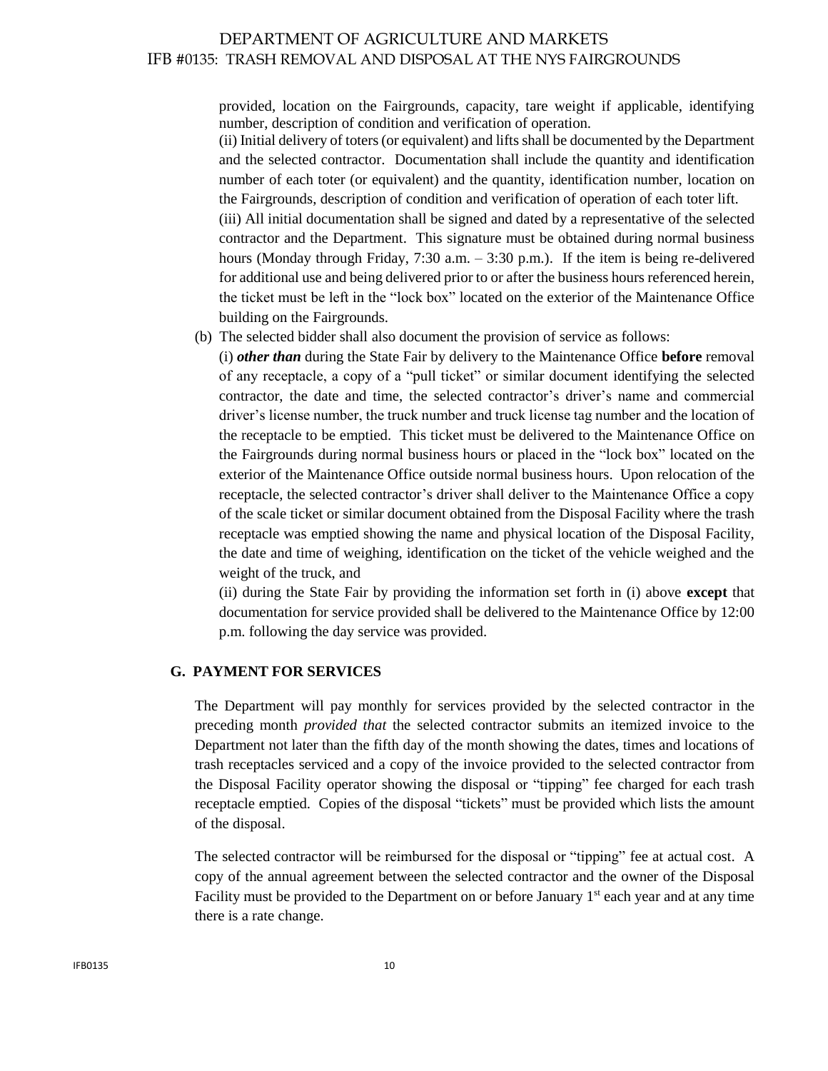provided, location on the Fairgrounds, capacity, tare weight if applicable, identifying number, description of condition and verification of operation.

(ii) Initial delivery of toters (or equivalent) and lifts shall be documented by the Department and the selected contractor. Documentation shall include the quantity and identification number of each toter (or equivalent) and the quantity, identification number, location on the Fairgrounds, description of condition and verification of operation of each toter lift.

(iii) All initial documentation shall be signed and dated by a representative of the selected contractor and the Department. This signature must be obtained during normal business hours (Monday through Friday, 7:30 a.m. – 3:30 p.m.). If the item is being re-delivered for additional use and being delivered prior to or after the business hours referenced herein, the ticket must be left in the "lock box" located on the exterior of the Maintenance Office building on the Fairgrounds.

(b) The selected bidder shall also document the provision of service as follows:

(i) ***other than*** during the State Fair by delivery to the Maintenance Office **before** removal of any receptacle, a copy of a "pull ticket" or similar document identifying the selected contractor, the date and time, the selected contractor's driver's name and commercial driver's license number, the truck number and truck license tag number and the location of the receptacle to be emptied. This ticket must be delivered to the Maintenance Office on the Fairgrounds during normal business hours or placed in the "lock box" located on the exterior of the Maintenance Office outside normal business hours. Upon relocation of the receptacle, the selected contractor's driver shall deliver to the Maintenance Office a copy of the scale ticket or similar document obtained from the Disposal Facility where the trash receptacle was emptied showing the name and physical location of the Disposal Facility, the date and time of weighing, identification on the ticket of the vehicle weighed and the weight of the truck, and

(ii) during the State Fair by providing the information set forth in (i) above **except** that documentation for service provided shall be delivered to the Maintenance Office by 12:00 p.m. following the day service was provided.

## G. PAYMENT FOR SERVICES

The Department will pay monthly for services provided by the selected contractor in the preceding month *provided that* the selected contractor submits an itemized invoice to the Department not later than the fifth day of the month showing the dates, times and locations of trash receptacles serviced and a copy of the invoice provided to the selected contractor from the Disposal Facility operator showing the disposal or "tipping" fee charged for each trash receptacle emptied. Copies of the disposal "tickets" must be provided which lists the amount of the disposal.

The selected contractor will be reimbursed for the disposal or "tipping" fee at actual cost. A copy of the annual agreement between the selected contractor and the owner of the Disposal Facility must be provided to the Department on or before January 1st each year and at any time there is a rate change.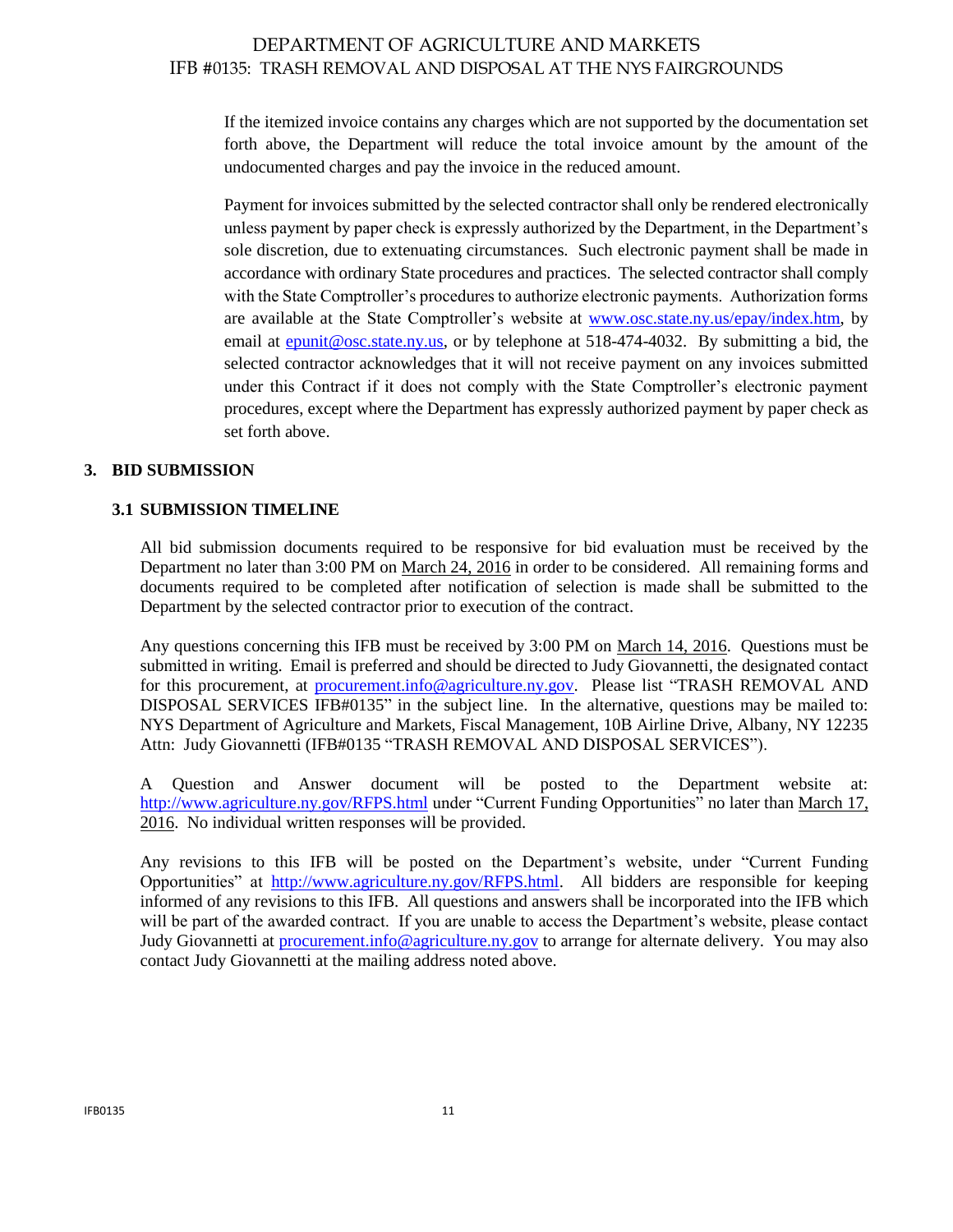If the itemized invoice contains any charges which are not supported by the documentation set forth above, the Department will reduce the total invoice amount by the amount of the undocumented charges and pay the invoice in the reduced amount.

Payment for invoices submitted by the selected contractor shall only be rendered electronically unless payment by paper check is expressly authorized by the Department, in the Department's sole discretion, due to extenuating circumstances. Such electronic payment shall be made in accordance with ordinary State procedures and practices. The selected contractor shall comply with the State Comptroller's procedures to authorize electronic payments. Authorization forms are available at the State Comptroller's website at www.osc.state.ny.us/epay/index.htm, by email at epunit@osc.state.ny.us, or by telephone at 518-474-4032. By submitting a bid, the selected contractor acknowledges that it will not receive payment on any invoices submitted under this Contract if it does not comply with the State Comptroller's electronic payment procedures, except where the Department has expressly authorized payment by paper check as set forth above.

## 3. BID SUBMISSION

### 3.1 SUBMISSION TIMELINE

All bid submission documents required to be responsive for bid evaluation must be received by the Department no later than 3:00 PM on March 24, 2016 in order to be considered. All remaining forms and documents required to be completed after notification of selection is made shall be submitted to the Department by the selected contractor prior to execution of the contract.

Any questions concerning this IFB must be received by 3:00 PM on March 14, 2016. Questions must be submitted in writing. Email is preferred and should be directed to Judy Giovannetti, the designated contact for this procurement, at procurement.info@agriculture.ny.gov. Please list "TRASH REMOVAL AND DISPOSAL SERVICES IFB#0135" in the subject line. In the alternative, questions may be mailed to: NYS Department of Agriculture and Markets, Fiscal Management, 10B Airline Drive, Albany, NY 12235 Attn: Judy Giovannetti (IFB#0135 "TRASH REMOVAL AND DISPOSAL SERVICES").

A Question and Answer document will be posted to the Department website at: http://www.agriculture.ny.gov/RFPS.html under "Current Funding Opportunities" no later than March 17, 2016. No individual written responses will be provided.

Any revisions to this IFB will be posted on the Department's website, under "Current Funding Opportunities" at http://www.agriculture.ny.gov/RFPS.html. All bidders are responsible for keeping informed of any revisions to this IFB. All questions and answers shall be incorporated into the IFB which will be part of the awarded contract. If you are unable to access the Department's website, please contact Judy Giovannetti at procurement.info@agriculture.ny.gov to arrange for alternate delivery. You may also contact Judy Giovannetti at the mailing address noted above.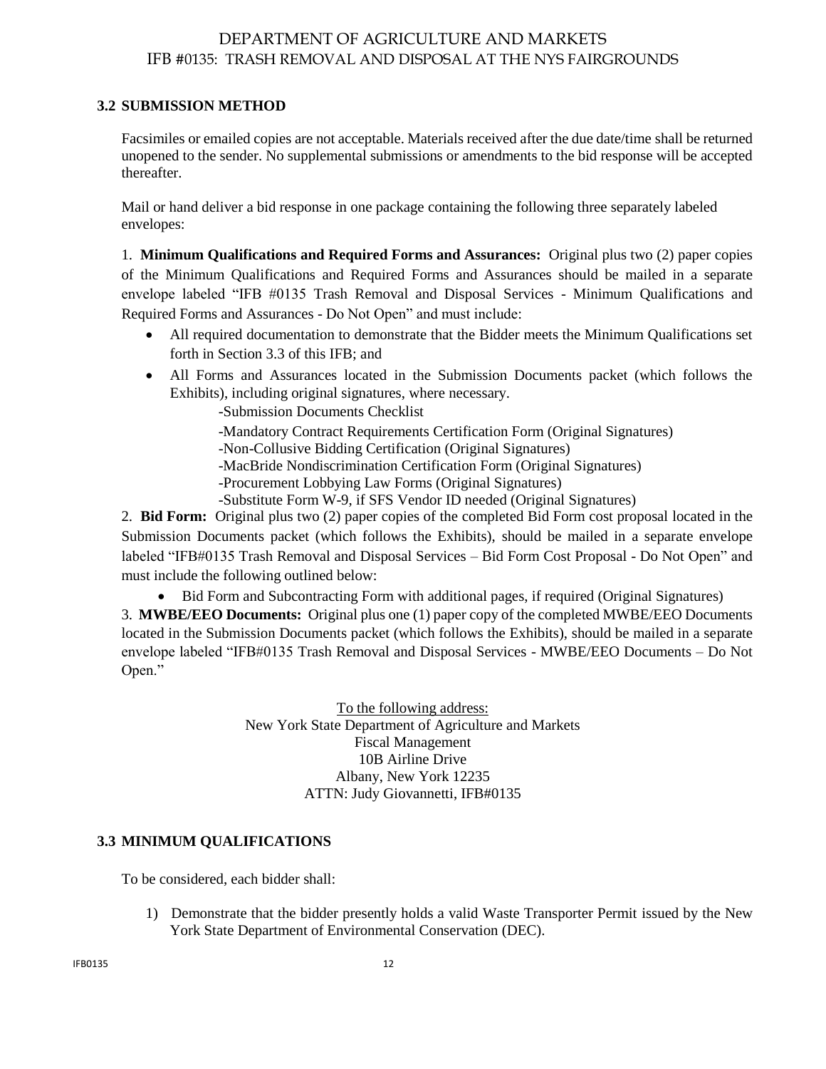### 3.2 SUBMISSION METHOD

Facsimiles or emailed copies are not acceptable. Materials received after the due date/time shall be returned unopened to the sender. No supplemental submissions or amendments to the bid response will be accepted thereafter.

Mail or hand deliver a bid response in one package containing the following three separately labeled envelopes:

1. **Minimum Qualifications and Required Forms and Assurances:** Original plus two (2) paper copies of the Minimum Qualifications and Required Forms and Assurances should be mailed in a separate envelope labeled "IFB #0135 Trash Removal and Disposal Services - Minimum Qualifications and Required Forms and Assurances - Do Not Open" and must include:
   - All required documentation to demonstrate that the Bidder meets the Minimum Qualifications set forth in Section 3.3 of this IFB; and
   - All Forms and Assurances located in the Submission Documents packet (which follows the Exhibits), including original signatures, where necessary.
     - -Submission Documents Checklist
     - -Mandatory Contract Requirements Certification Form (Original Signatures)
     - -Non-Collusive Bidding Certification (Original Signatures)
     - -MacBride Nondiscrimination Certification Form (Original Signatures)
     - -Procurement Lobbying Law Forms (Original Signatures)
     - -Substitute Form W-9, if SFS Vendor ID needed (Original Signatures)

2. **Bid Form:** Original plus two (2) paper copies of the completed Bid Form cost proposal located in the Submission Documents packet (which follows the Exhibits), should be mailed in a separate envelope labeled "IFB#0135 Trash Removal and Disposal Services – Bid Form Cost Proposal - Do Not Open" and must include the following outlined below:
   - Bid Form and Subcontracting Form with additional pages, if required (Original Signatures)

3. **MWBE/EEO Documents:** Original plus one (1) paper copy of the completed MWBE/EEO Documents located in the Submission Documents packet (which follows the Exhibits), should be mailed in a separate envelope labeled "IFB#0135 Trash Removal and Disposal Services - MWBE/EEO Documents – Do Not Open."

To the following address:
New York State Department of Agriculture and Markets
Fiscal Management
10B Airline Drive
Albany, New York 12235
ATTN: Judy Giovannetti, IFB#0135

### 3.3 MINIMUM QUALIFICATIONS

To be considered, each bidder shall:

1) Demonstrate that the bidder presently holds a valid Waste Transporter Permit issued by the New York State Department of Environmental Conservation (DEC).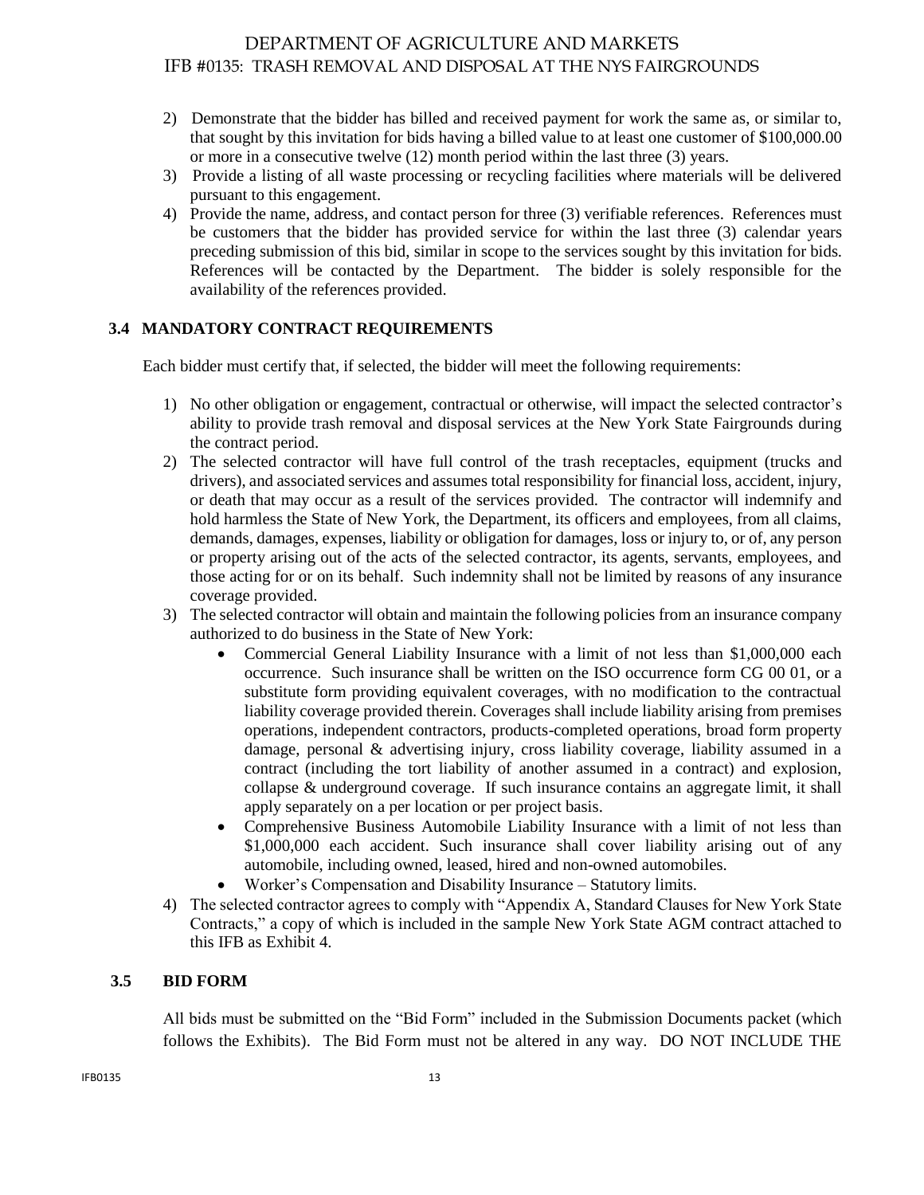2) Demonstrate that the bidder has billed and received payment for work the same as, or similar to, that sought by this invitation for bids having a billed value to at least one customer of $100,000.00 or more in a consecutive twelve (12) month period within the last three (3) years.
3) Provide a listing of all waste processing or recycling facilities where materials will be delivered pursuant to this engagement.
4) Provide the name, address, and contact person for three (3) verifiable references. References must be customers that the bidder has provided service for within the last three (3) calendar years preceding submission of this bid, similar in scope to the services sought by this invitation for bids. References will be contacted by the Department. The bidder is solely responsible for the availability of the references provided.

### 3.4 MANDATORY CONTRACT REQUIREMENTS

Each bidder must certify that, if selected, the bidder will meet the following requirements:

1) No other obligation or engagement, contractual or otherwise, will impact the selected contractor's ability to provide trash removal and disposal services at the New York State Fairgrounds during the contract period.
2) The selected contractor will have full control of the trash receptacles, equipment (trucks and drivers), and associated services and assumes total responsibility for financial loss, accident, injury, or death that may occur as a result of the services provided. The contractor will indemnify and hold harmless the State of New York, the Department, its officers and employees, from all claims, demands, damages, expenses, liability or obligation for damages, loss or injury to, or of, any person or property arising out of the acts of the selected contractor, its agents, servants, employees, and those acting for or on its behalf. Such indemnity shall not be limited by reasons of any insurance coverage provided.
3) The selected contractor will obtain and maintain the following policies from an insurance company authorized to do business in the State of New York:
   - Commercial General Liability Insurance with a limit of not less than $1,000,000 each occurrence. Such insurance shall be written on the ISO occurrence form CG 00 01, or a substitute form providing equivalent coverages, with no modification to the contractual liability coverage provided therein. Coverages shall include liability arising from premises operations, independent contractors, products-completed operations, broad form property damage, personal & advertising injury, cross liability coverage, liability assumed in a contract (including the tort liability of another assumed in a contract) and explosion, collapse & underground coverage. If such insurance contains an aggregate limit, it shall apply separately on a per location or per project basis.
   - Comprehensive Business Automobile Liability Insurance with a limit of not less than $1,000,000 each accident. Such insurance shall cover liability arising out of any automobile, including owned, leased, hired and non-owned automobiles.
   - Worker's Compensation and Disability Insurance – Statutory limits.
4) The selected contractor agrees to comply with "Appendix A, Standard Clauses for New York State Contracts," a copy of which is included in the sample New York State AGM contract attached to this IFB as Exhibit 4.

### 3.5 BID FORM

All bids must be submitted on the "Bid Form" included in the Submission Documents packet (which follows the Exhibits). The Bid Form must not be altered in any way. DO NOT INCLUDE THE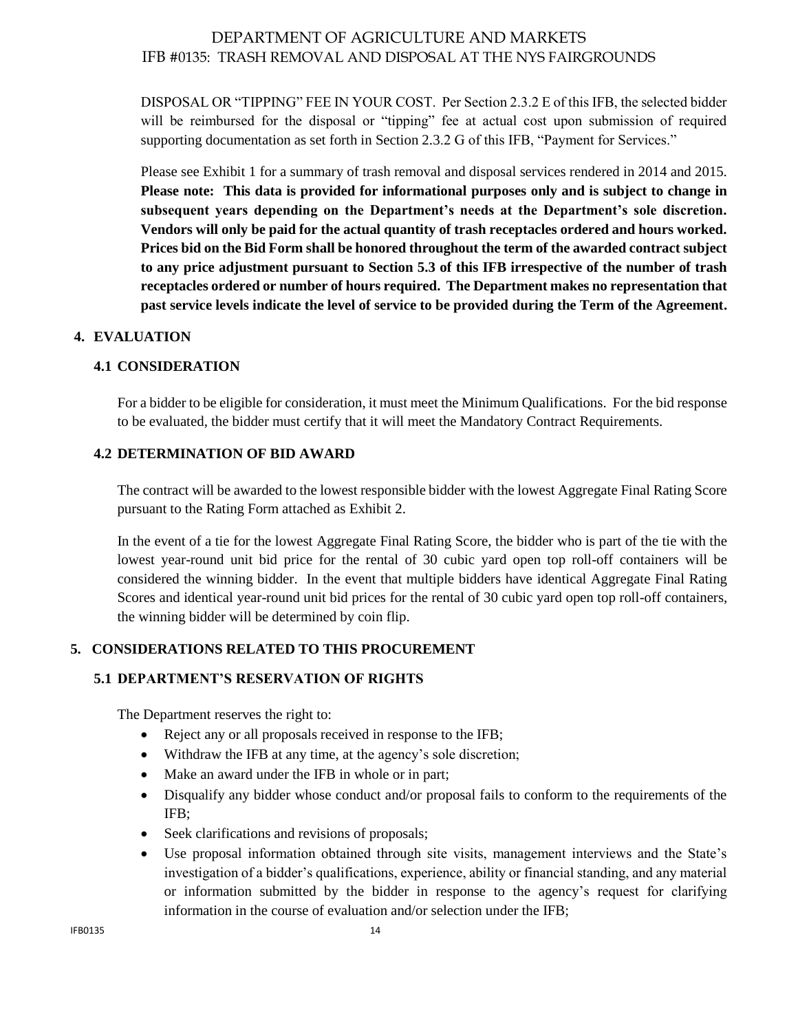DISPOSAL OR "TIPPING" FEE IN YOUR COST. Per Section 2.3.2 E of this IFB, the selected bidder will be reimbursed for the disposal or "tipping" fee at actual cost upon submission of required supporting documentation as set forth in Section 2.3.2 G of this IFB, "Payment for Services."

Please see Exhibit 1 for a summary of trash removal and disposal services rendered in 2014 and 2015. **Please note: This data is provided for informational purposes only and is subject to change in subsequent years depending on the Department's needs at the Department's sole discretion. Vendors will only be paid for the actual quantity of trash receptacles ordered and hours worked. Prices bid on the Bid Form shall be honored throughout the term of the awarded contract subject to any price adjustment pursuant to Section 5.3 of this IFB irrespective of the number of trash receptacles ordered or number of hours required. The Department makes no representation that past service levels indicate the level of service to be provided during the Term of the Agreement.**

## 4. EVALUATION

### 4.1 CONSIDERATION

For a bidder to be eligible for consideration, it must meet the Minimum Qualifications. For the bid response to be evaluated, the bidder must certify that it will meet the Mandatory Contract Requirements.

### 4.2 DETERMINATION OF BID AWARD

The contract will be awarded to the lowest responsible bidder with the lowest Aggregate Final Rating Score pursuant to the Rating Form attached as Exhibit 2.

In the event of a tie for the lowest Aggregate Final Rating Score, the bidder who is part of the tie with the lowest year-round unit bid price for the rental of 30 cubic yard open top roll-off containers will be considered the winning bidder. In the event that multiple bidders have identical Aggregate Final Rating Scores and identical year-round unit bid prices for the rental of 30 cubic yard open top roll-off containers, the winning bidder will be determined by coin flip.

## 5. CONSIDERATIONS RELATED TO THIS PROCUREMENT

### 5.1 DEPARTMENT'S RESERVATION OF RIGHTS

The Department reserves the right to:

- Reject any or all proposals received in response to the IFB;
- Withdraw the IFB at any time, at the agency's sole discretion;
- Make an award under the IFB in whole or in part;
- Disqualify any bidder whose conduct and/or proposal fails to conform to the requirements of the IFB;
- Seek clarifications and revisions of proposals;
- Use proposal information obtained through site visits, management interviews and the State's investigation of a bidder's qualifications, experience, ability or financial standing, and any material or information submitted by the bidder in response to the agency's request for clarifying information in the course of evaluation and/or selection under the IFB;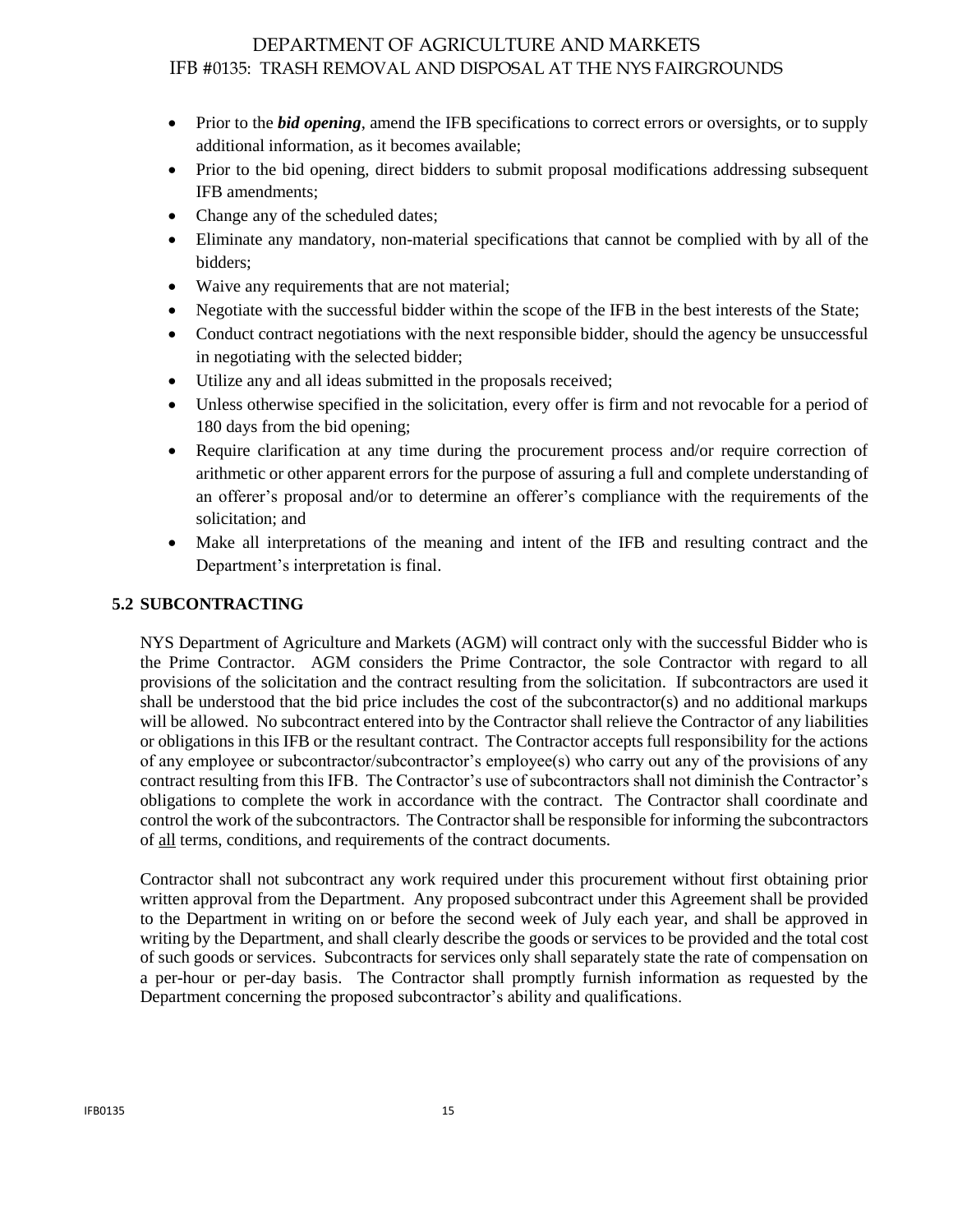- Prior to the ***bid opening***, amend the IFB specifications to correct errors or oversights, or to supply additional information, as it becomes available;
- Prior to the bid opening, direct bidders to submit proposal modifications addressing subsequent IFB amendments;
- Change any of the scheduled dates;
- Eliminate any mandatory, non-material specifications that cannot be complied with by all of the bidders;
- Waive any requirements that are not material;
- Negotiate with the successful bidder within the scope of the IFB in the best interests of the State;
- Conduct contract negotiations with the next responsible bidder, should the agency be unsuccessful in negotiating with the selected bidder;
- Utilize any and all ideas submitted in the proposals received;
- Unless otherwise specified in the solicitation, every offer is firm and not revocable for a period of 180 days from the bid opening;
- Require clarification at any time during the procurement process and/or require correction of arithmetic or other apparent errors for the purpose of assuring a full and complete understanding of an offerer's proposal and/or to determine an offerer's compliance with the requirements of the solicitation; and
- Make all interpretations of the meaning and intent of the IFB and resulting contract and the Department's interpretation is final.

### 5.2 SUBCONTRACTING

NYS Department of Agriculture and Markets (AGM) will contract only with the successful Bidder who is the Prime Contractor. AGM considers the Prime Contractor, the sole Contractor with regard to all provisions of the solicitation and the contract resulting from the solicitation. If subcontractors are used it shall be understood that the bid price includes the cost of the subcontractor(s) and no additional markups will be allowed. No subcontract entered into by the Contractor shall relieve the Contractor of any liabilities or obligations in this IFB or the resultant contract. The Contractor accepts full responsibility for the actions of any employee or subcontractor/subcontractor's employee(s) who carry out any of the provisions of any contract resulting from this IFB. The Contractor's use of subcontractors shall not diminish the Contractor's obligations to complete the work in accordance with the contract. The Contractor shall coordinate and control the work of the subcontractors. The Contractor shall be responsible for informing the subcontractors of <u>all</u> terms, conditions, and requirements of the contract documents.

Contractor shall not subcontract any work required under this procurement without first obtaining prior written approval from the Department. Any proposed subcontract under this Agreement shall be provided to the Department in writing on or before the second week of July each year, and shall be approved in writing by the Department, and shall clearly describe the goods or services to be provided and the total cost of such goods or services. Subcontracts for services only shall separately state the rate of compensation on a per-hour or per-day basis. The Contractor shall promptly furnish information as requested by the Department concerning the proposed subcontractor's ability and qualifications.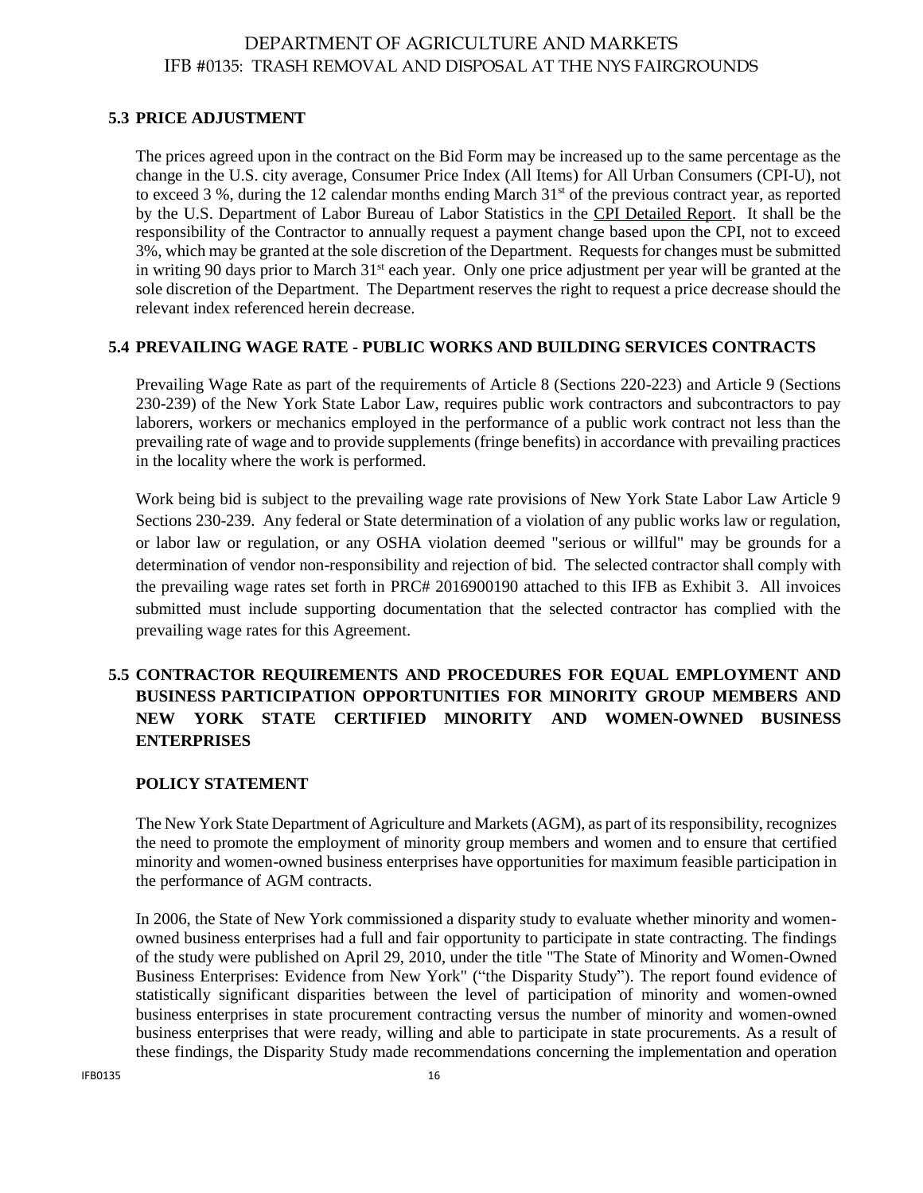### 5.3 PRICE ADJUSTMENT

The prices agreed upon in the contract on the Bid Form may be increased up to the same percentage as the change in the U.S. city average, Consumer Price Index (All Items) for All Urban Consumers (CPI-U), not to exceed 3 %, during the 12 calendar months ending March 31st of the previous contract year, as reported by the U.S. Department of Labor Bureau of Labor Statistics in the CPI Detailed Report. It shall be the responsibility of the Contractor to annually request a payment change based upon the CPI, not to exceed 3%, which may be granted at the sole discretion of the Department. Requests for changes must be submitted in writing 90 days prior to March 31st each year. Only one price adjustment per year will be granted at the sole discretion of the Department. The Department reserves the right to request a price decrease should the relevant index referenced herein decrease.

### 5.4 PREVAILING WAGE RATE - PUBLIC WORKS AND BUILDING SERVICES CONTRACTS

Prevailing Wage Rate as part of the requirements of Article 8 (Sections 220-223) and Article 9 (Sections 230-239) of the New York State Labor Law, requires public work contractors and subcontractors to pay laborers, workers or mechanics employed in the performance of a public work contract not less than the prevailing rate of wage and to provide supplements (fringe benefits) in accordance with prevailing practices in the locality where the work is performed.

Work being bid is subject to the prevailing wage rate provisions of New York State Labor Law Article 9 Sections 230-239. Any federal or State determination of a violation of any public works law or regulation, or labor law or regulation, or any OSHA violation deemed "serious or willful" may be grounds for a determination of vendor non-responsibility and rejection of bid. The selected contractor shall comply with the prevailing wage rates set forth in PRC# 2016900190 attached to this IFB as Exhibit 3. All invoices submitted must include supporting documentation that the selected contractor has complied with the prevailing wage rates for this Agreement.

### 5.5 CONTRACTOR REQUIREMENTS AND PROCEDURES FOR EQUAL EMPLOYMENT AND BUSINESS PARTICIPATION OPPORTUNITIES FOR MINORITY GROUP MEMBERS AND NEW YORK STATE CERTIFIED MINORITY AND WOMEN-OWNED BUSINESS ENTERPRISES

**POLICY STATEMENT**

The New York State Department of Agriculture and Markets (AGM), as part of its responsibility, recognizes the need to promote the employment of minority group members and women and to ensure that certified minority and women-owned business enterprises have opportunities for maximum feasible participation in the performance of AGM contracts.

In 2006, the State of New York commissioned a disparity study to evaluate whether minority and women-owned business enterprises had a full and fair opportunity to participate in state contracting. The findings of the study were published on April 29, 2010, under the title "The State of Minority and Women-Owned Business Enterprises: Evidence from New York" ("the Disparity Study"). The report found evidence of statistically significant disparities between the level of participation of minority and women-owned business enterprises in state procurement contracting versus the number of minority and women-owned business enterprises that were ready, willing and able to participate in state procurements. As a result of these findings, the Disparity Study made recommendations concerning the implementation and operation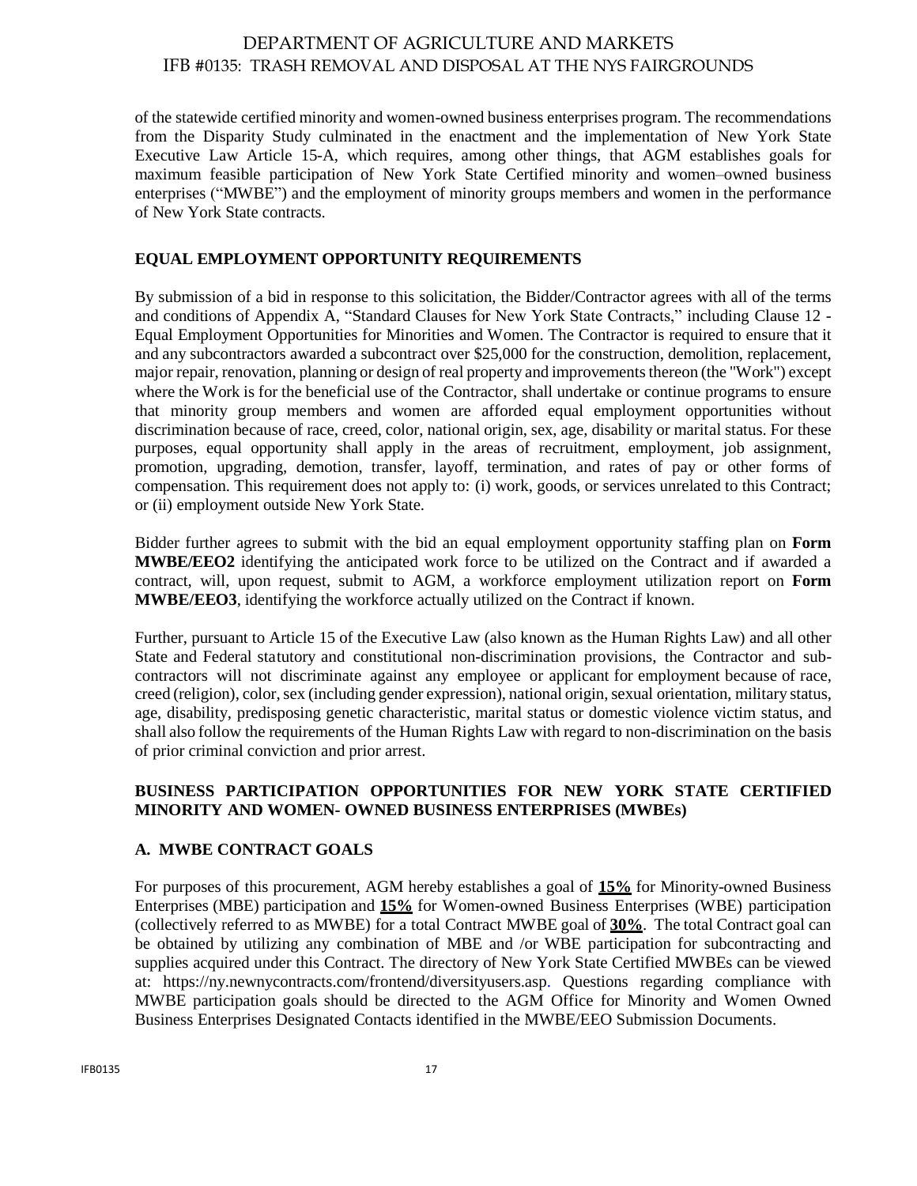of the statewide certified minority and women-owned business enterprises program. The recommendations from the Disparity Study culminated in the enactment and the implementation of New York State Executive Law Article 15-A, which requires, among other things, that AGM establishes goals for maximum feasible participation of New York State Certified minority and women–owned business enterprises ("MWBE") and the employment of minority groups members and women in the performance of New York State contracts.

## EQUAL EMPLOYMENT OPPORTUNITY REQUIREMENTS

By submission of a bid in response to this solicitation, the Bidder/Contractor agrees with all of the terms and conditions of Appendix A, "Standard Clauses for New York State Contracts," including Clause 12 - Equal Employment Opportunities for Minorities and Women. The Contractor is required to ensure that it and any subcontractors awarded a subcontract over $25,000 for the construction, demolition, replacement, major repair, renovation, planning or design of real property and improvements thereon (the "Work") except where the Work is for the beneficial use of the Contractor, shall undertake or continue programs to ensure that minority group members and women are afforded equal employment opportunities without discrimination because of race, creed, color, national origin, sex, age, disability or marital status. For these purposes, equal opportunity shall apply in the areas of recruitment, employment, job assignment, promotion, upgrading, demotion, transfer, layoff, termination, and rates of pay or other forms of compensation. This requirement does not apply to: (i) work, goods, or services unrelated to this Contract; or (ii) employment outside New York State.

Bidder further agrees to submit with the bid an equal employment opportunity staffing plan on **Form MWBE/EEO2** identifying the anticipated work force to be utilized on the Contract and if awarded a contract, will, upon request, submit to AGM, a workforce employment utilization report on **Form MWBE/EEO3**, identifying the workforce actually utilized on the Contract if known.

Further, pursuant to Article 15 of the Executive Law (also known as the Human Rights Law) and all other State and Federal statutory and constitutional non-discrimination provisions, the Contractor and sub-contractors will not discriminate against any employee or applicant for employment because of race, creed (religion), color, sex (including gender expression), national origin, sexual orientation, military status, age, disability, predisposing genetic characteristic, marital status or domestic violence victim status, and shall also follow the requirements of the Human Rights Law with regard to non-discrimination on the basis of prior criminal conviction and prior arrest.

## BUSINESS PARTICIPATION OPPORTUNITIES FOR NEW YORK STATE CERTIFIED MINORITY AND WOMEN- OWNED BUSINESS ENTERPRISES (MWBEs)

### A. MWBE CONTRACT GOALS

For purposes of this procurement, AGM hereby establishes a goal of **15%** for Minority-owned Business Enterprises (MBE) participation and **15%** for Women-owned Business Enterprises (WBE) participation (collectively referred to as MWBE) for a total Contract MWBE goal of **30%**. The total Contract goal can be obtained by utilizing any combination of MBE and /or WBE participation for subcontracting and supplies acquired under this Contract. The directory of New York State Certified MWBEs can be viewed at: https://ny.newnycontracts.com/frontend/diversityusers.asp. Questions regarding compliance with MWBE participation goals should be directed to the AGM Office for Minority and Women Owned Business Enterprises Designated Contacts identified in the MWBE/EEO Submission Documents.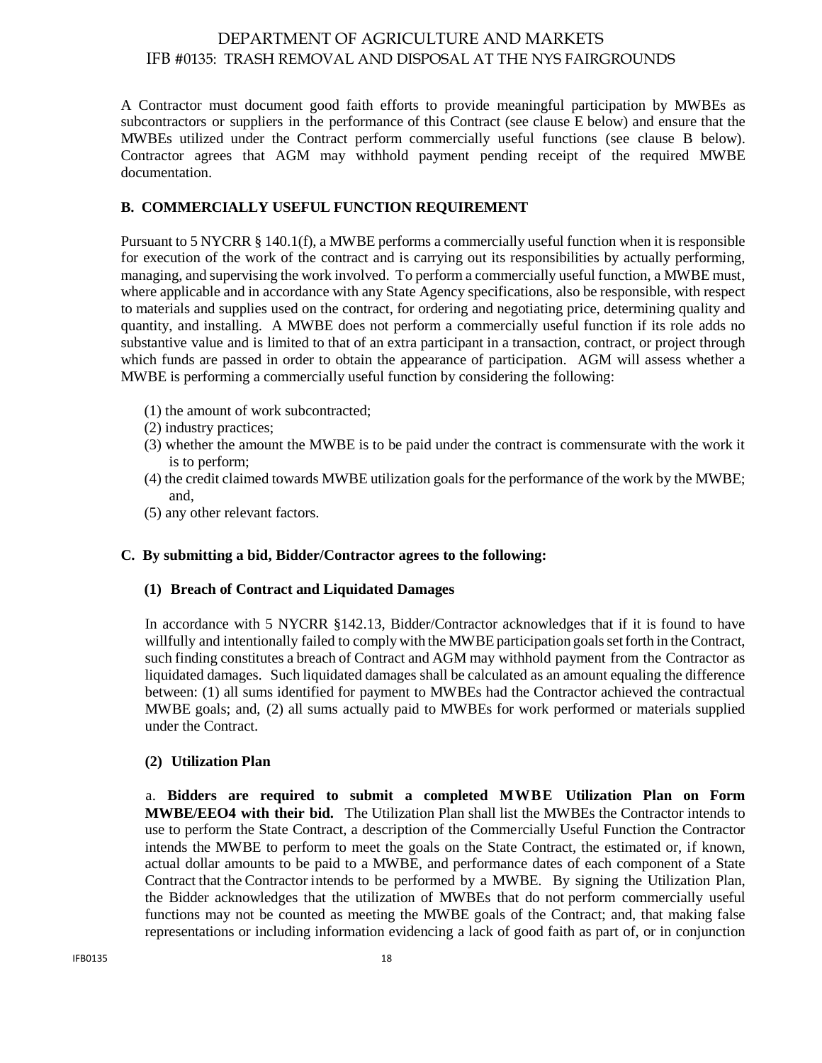A Contractor must document good faith efforts to provide meaningful participation by MWBEs as subcontractors or suppliers in the performance of this Contract (see clause E below) and ensure that the MWBEs utilized under the Contract perform commercially useful functions (see clause B below). Contractor agrees that AGM may withhold payment pending receipt of the required MWBE documentation.

**B. COMMERCIALLY USEFUL FUNCTION REQUIREMENT**

Pursuant to 5 NYCRR § 140.1(f), a MWBE performs a commercially useful function when it is responsible for execution of the work of the contract and is carrying out its responsibilities by actually performing, managing, and supervising the work involved. To perform a commercially useful function, a MWBE must, where applicable and in accordance with any State Agency specifications, also be responsible, with respect to materials and supplies used on the contract, for ordering and negotiating price, determining quality and quantity, and installing. A MWBE does not perform a commercially useful function if its role adds no substantive value and is limited to that of an extra participant in a transaction, contract, or project through which funds are passed in order to obtain the appearance of participation. AGM will assess whether a MWBE is performing a commercially useful function by considering the following:

(1) the amount of work subcontracted;
(2) industry practices;
(3) whether the amount the MWBE is to be paid under the contract is commensurate with the work it is to perform;
(4) the credit claimed towards MWBE utilization goals for the performance of the work by the MWBE; and,
(5) any other relevant factors.

**C. By submitting a bid, Bidder/Contractor agrees to the following:**

**(1) Breach of Contract and Liquidated Damages**

In accordance with 5 NYCRR §142.13, Bidder/Contractor acknowledges that if it is found to have willfully and intentionally failed to comply with the MWBE participation goals set forth in the Contract, such finding constitutes a breach of Contract and AGM may withhold payment from the Contractor as liquidated damages. Such liquidated damages shall be calculated as an amount equaling the difference between: (1) all sums identified for payment to MWBEs had the Contractor achieved the contractual MWBE goals; and, (2) all sums actually paid to MWBEs for work performed or materials supplied under the Contract.

**(2) Utilization Plan**

a. **Bidders are required to submit a completed MWBE Utilization Plan on Form MWBE/EEO4 with their bid.** The Utilization Plan shall list the MWBEs the Contractor intends to use to perform the State Contract, a description of the Commercially Useful Function the Contractor intends the MWBE to perform to meet the goals on the State Contract, the estimated or, if known, actual dollar amounts to be paid to a MWBE, and performance dates of each component of a State Contract that the Contractor intends to be performed by a MWBE. By signing the Utilization Plan, the Bidder acknowledges that the utilization of MWBEs that do not perform commercially useful functions may not be counted as meeting the MWBE goals of the Contract; and, that making false representations or including information evidencing a lack of good faith as part of, or in conjunction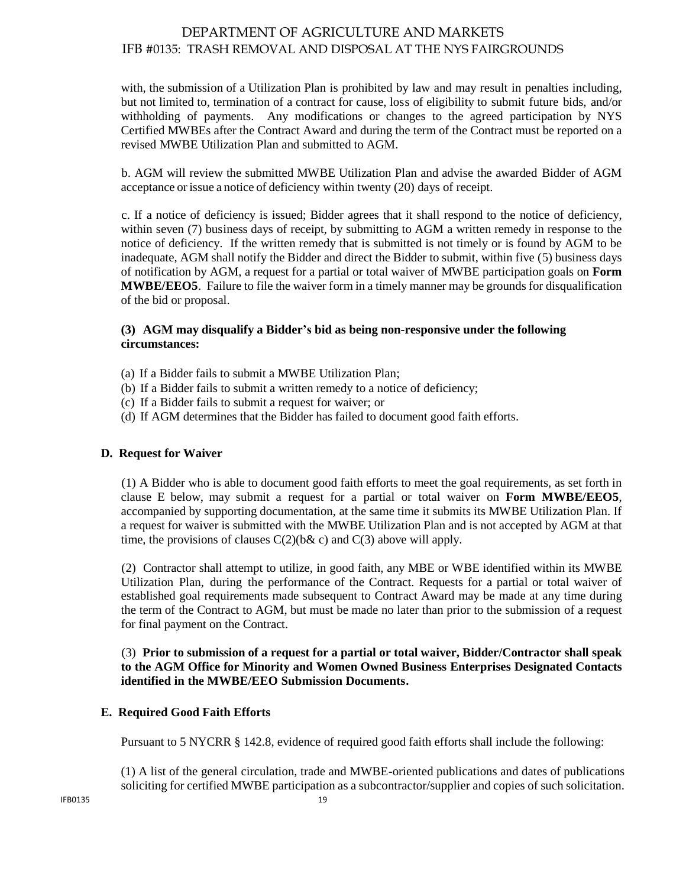with, the submission of a Utilization Plan is prohibited by law and may result in penalties including, but not limited to, termination of a contract for cause, loss of eligibility to submit future bids, and/or withholding of payments. Any modifications or changes to the agreed participation by NYS Certified MWBEs after the Contract Award and during the term of the Contract must be reported on a revised MWBE Utilization Plan and submitted to AGM.

b. AGM will review the submitted MWBE Utilization Plan and advise the awarded Bidder of AGM acceptance or issue a notice of deficiency within twenty (20) days of receipt.

c. If a notice of deficiency is issued; Bidder agrees that it shall respond to the notice of deficiency, within seven (7) business days of receipt, by submitting to AGM a written remedy in response to the notice of deficiency. If the written remedy that is submitted is not timely or is found by AGM to be inadequate, AGM shall notify the Bidder and direct the Bidder to submit, within five (5) business days of notification by AGM, a request for a partial or total waiver of MWBE participation goals on **Form MWBE/EEO5**. Failure to file the waiver form in a timely manner may be grounds for disqualification of the bid or proposal.

**(3) AGM may disqualify a Bidder's bid as being non-responsive under the following circumstances:**

(a) If a Bidder fails to submit a MWBE Utilization Plan;
(b) If a Bidder fails to submit a written remedy to a notice of deficiency;
(c) If a Bidder fails to submit a request for waiver; or
(d) If AGM determines that the Bidder has failed to document good faith efforts.

### D. Request for Waiver

(1) A Bidder who is able to document good faith efforts to meet the goal requirements, as set forth in clause E below, may submit a request for a partial or total waiver on **Form MWBE/EEO5**, accompanied by supporting documentation, at the same time it submits its MWBE Utilization Plan. If a request for waiver is submitted with the MWBE Utilization Plan and is not accepted by AGM at that time, the provisions of clauses C(2)(b& c) and C(3) above will apply.

(2) Contractor shall attempt to utilize, in good faith, any MBE or WBE identified within its MWBE Utilization Plan, during the performance of the Contract. Requests for a partial or total waiver of established goal requirements made subsequent to Contract Award may be made at any time during the term of the Contract to AGM, but must be made no later than prior to the submission of a request for final payment on the Contract.

(3) **Prior to submission of a request for a partial or total waiver, Bidder/Contractor shall speak to the AGM Office for Minority and Women Owned Business Enterprises Designated Contacts identified in the MWBE/EEO Submission Documents.**

### E. Required Good Faith Efforts

Pursuant to 5 NYCRR § 142.8, evidence of required good faith efforts shall include the following:

(1) A list of the general circulation, trade and MWBE-oriented publications and dates of publications soliciting for certified MWBE participation as a subcontractor/supplier and copies of such solicitation.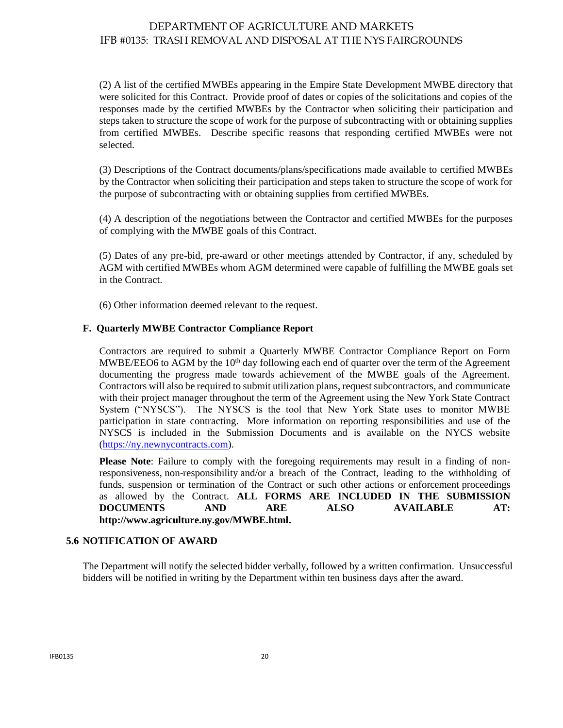(2) A list of the certified MWBEs appearing in the Empire State Development MWBE directory that were solicited for this Contract. Provide proof of dates or copies of the solicitations and copies of the responses made by the certified MWBEs by the Contractor when soliciting their participation and steps taken to structure the scope of work for the purpose of subcontracting with or obtaining supplies from certified MWBEs. Describe specific reasons that responding certified MWBEs were not selected.

(3) Descriptions of the Contract documents/plans/specifications made available to certified MWBEs by the Contractor when soliciting their participation and steps taken to structure the scope of work for the purpose of subcontracting with or obtaining supplies from certified MWBEs.

(4) A description of the negotiations between the Contractor and certified MWBEs for the purposes of complying with the MWBE goals of this Contract.

(5) Dates of any pre-bid, pre-award or other meetings attended by Contractor, if any, scheduled by AGM with certified MWBEs whom AGM determined were capable of fulfilling the MWBE goals set in the Contract.

(6) Other information deemed relevant to the request.

### F. Quarterly MWBE Contractor Compliance Report

Contractors are required to submit a Quarterly MWBE Contractor Compliance Report on Form MWBE/EEO6 to AGM by the 10th day following each end of quarter over the term of the Agreement documenting the progress made towards achievement of the MWBE goals of the Agreement. Contractors will also be required to submit utilization plans, request subcontractors, and communicate with their project manager throughout the term of the Agreement using the New York State Contract System ("NYSCS"). The NYSCS is the tool that New York State uses to monitor MWBE participation in state contracting. More information on reporting responsibilities and use of the NYSCS is included in the Submission Documents and is available on the NYCS website (https://ny.newnycontracts.com).

**Please Note**: Failure to comply with the foregoing requirements may result in a finding of non-responsiveness, non-responsibility and/or a breach of the Contract, leading to the withholding of funds, suspension or termination of the Contract or such other actions or enforcement proceedings as allowed by the Contract. **ALL FORMS ARE INCLUDED IN THE SUBMISSION DOCUMENTS AND ARE ALSO AVAILABLE AT: http://www.agriculture.ny.gov/MWBE.html.**

## 5.6 NOTIFICATION OF AWARD

The Department will notify the selected bidder verbally, followed by a written confirmation. Unsuccessful bidders will be notified in writing by the Department within ten business days after the award.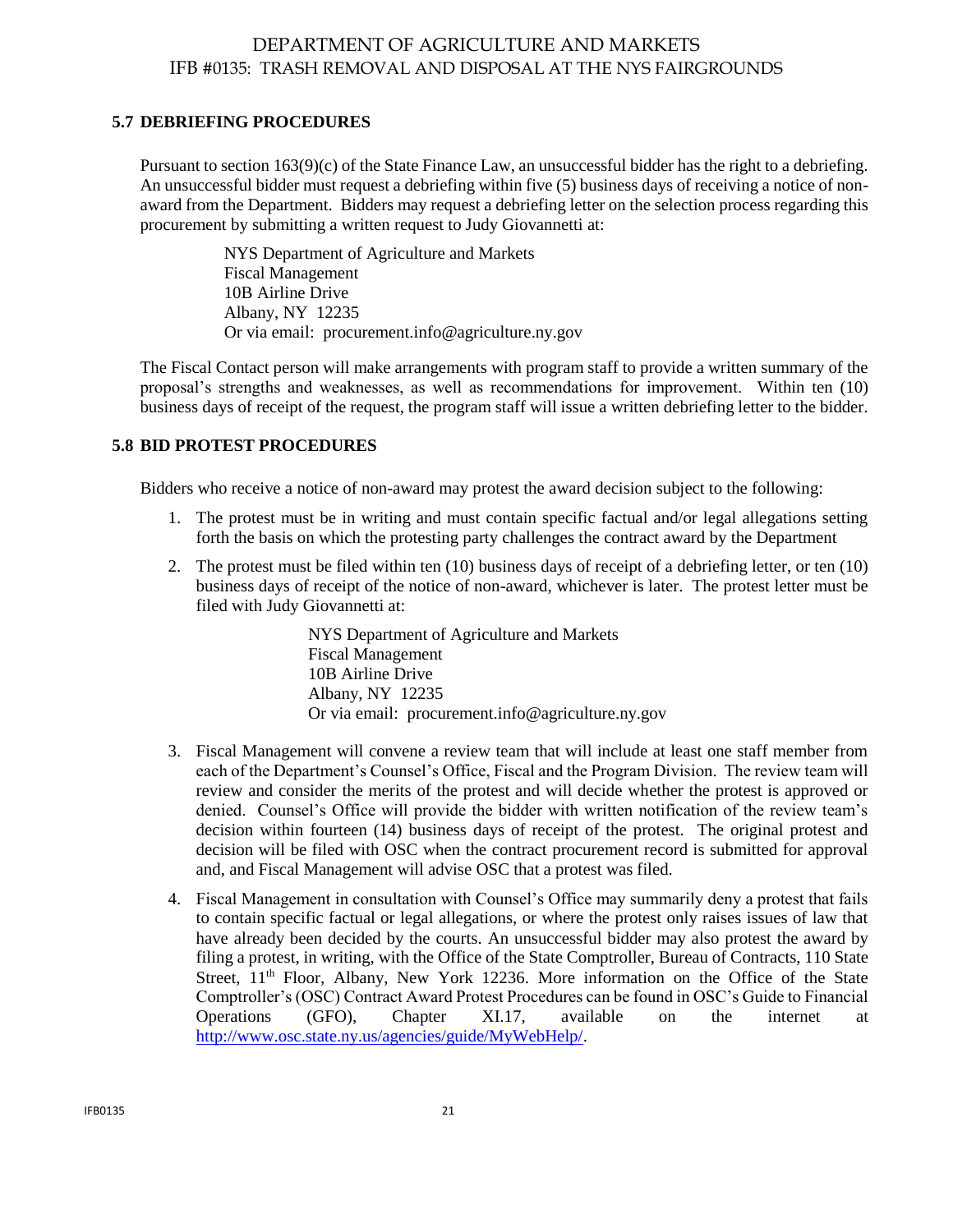### 5.7 DEBRIEFING PROCEDURES

Pursuant to section 163(9)(c) of the State Finance Law, an unsuccessful bidder has the right to a debriefing. An unsuccessful bidder must request a debriefing within five (5) business days of receiving a notice of non-award from the Department. Bidders may request a debriefing letter on the selection process regarding this procurement by submitting a written request to Judy Giovannetti at:

> NYS Department of Agriculture and Markets
> Fiscal Management
> 10B Airline Drive
> Albany, NY 12235
> Or via email: procurement.info@agriculture.ny.gov

The Fiscal Contact person will make arrangements with program staff to provide a written summary of the proposal's strengths and weaknesses, as well as recommendations for improvement. Within ten (10) business days of receipt of the request, the program staff will issue a written debriefing letter to the bidder.

### 5.8 BID PROTEST PROCEDURES

Bidders who receive a notice of non-award may protest the award decision subject to the following:

1. The protest must be in writing and must contain specific factual and/or legal allegations setting forth the basis on which the protesting party challenges the contract award by the Department
2. The protest must be filed within ten (10) business days of receipt of a debriefing letter, or ten (10) business days of receipt of the notice of non-award, whichever is later. The protest letter must be filed with Judy Giovannetti at:

   > NYS Department of Agriculture and Markets
   > Fiscal Management
   > 10B Airline Drive
   > Albany, NY 12235
   > Or via email: procurement.info@agriculture.ny.gov

3. Fiscal Management will convene a review team that will include at least one staff member from each of the Department's Counsel's Office, Fiscal and the Program Division. The review team will review and consider the merits of the protest and will decide whether the protest is approved or denied. Counsel's Office will provide the bidder with written notification of the review team's decision within fourteen (14) business days of receipt of the protest. The original protest and decision will be filed with OSC when the contract procurement record is submitted for approval and, and Fiscal Management will advise OSC that a protest was filed.
4. Fiscal Management in consultation with Counsel's Office may summarily deny a protest that fails to contain specific factual or legal allegations, or where the protest only raises issues of law that have already been decided by the courts. An unsuccessful bidder may also protest the award by filing a protest, in writing, with the Office of the State Comptroller, Bureau of Contracts, 110 State Street, 11th Floor, Albany, New York 12236. More information on the Office of the State Comptroller's (OSC) Contract Award Protest Procedures can be found in OSC's Guide to Financial Operations (GFO), Chapter XI.17, available on the internet at http://www.osc.state.ny.us/agencies/guide/MyWebHelp/.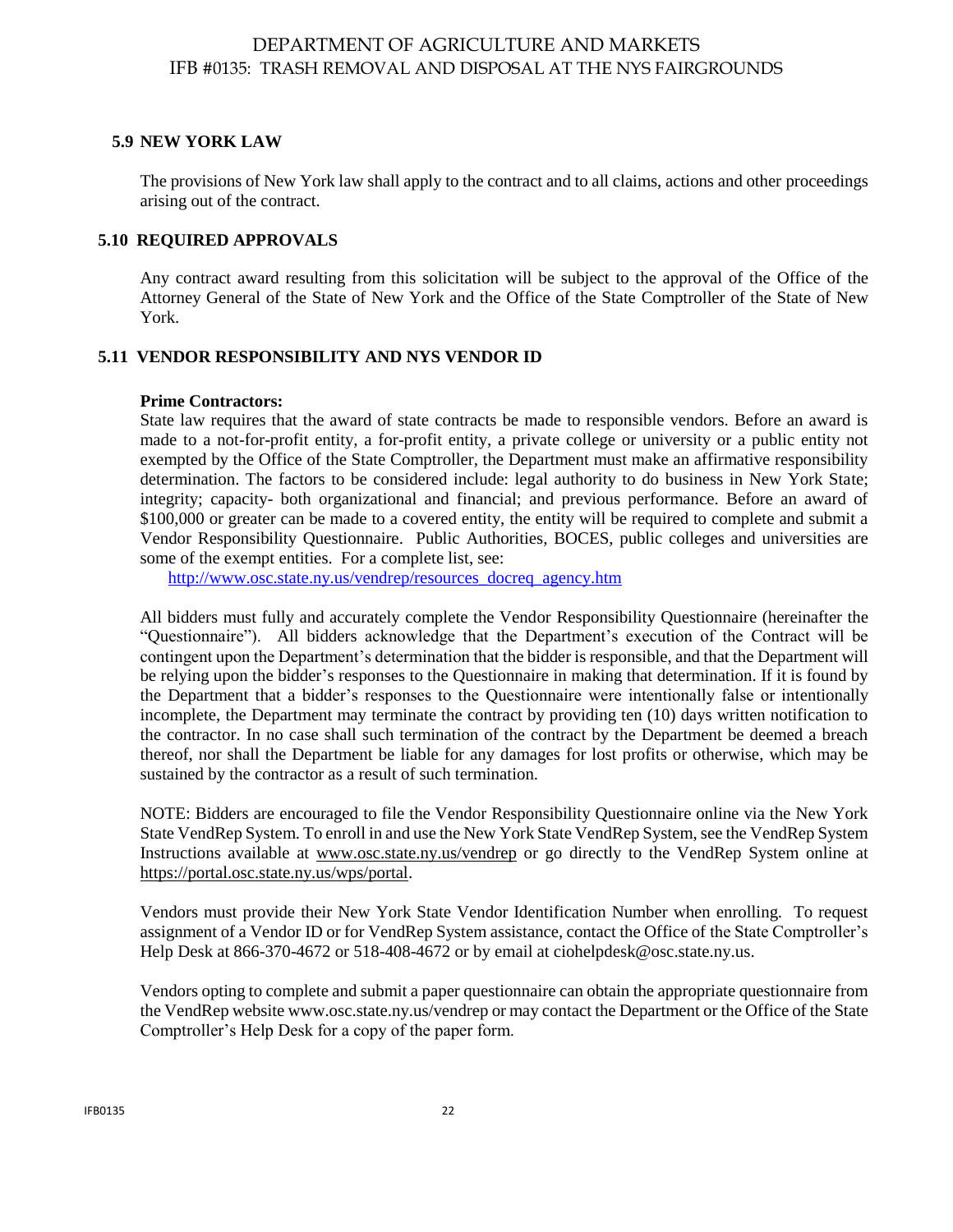### 5.9 NEW YORK LAW

The provisions of New York law shall apply to the contract and to all claims, actions and other proceedings arising out of the contract.

### 5.10 REQUIRED APPROVALS

Any contract award resulting from this solicitation will be subject to the approval of the Office of the Attorney General of the State of New York and the Office of the State Comptroller of the State of New York.

### 5.11 VENDOR RESPONSIBILITY AND NYS VENDOR ID

**Prime Contractors:**

State law requires that the award of state contracts be made to responsible vendors. Before an award is made to a not-for-profit entity, a for-profit entity, a private college or university or a public entity not exempted by the Office of the State Comptroller, the Department must make an affirmative responsibility determination. The factors to be considered include: legal authority to do business in New York State; integrity; capacity- both organizational and financial; and previous performance. Before an award of $100,000 or greater can be made to a covered entity, the entity will be required to complete and submit a Vendor Responsibility Questionnaire. Public Authorities, BOCES, public colleges and universities are some of the exempt entities. For a complete list, see:
http://www.osc.state.ny.us/vendrep/resources_docreq_agency.htm

All bidders must fully and accurately complete the Vendor Responsibility Questionnaire (hereinafter the "Questionnaire"). All bidders acknowledge that the Department's execution of the Contract will be contingent upon the Department's determination that the bidder is responsible, and that the Department will be relying upon the bidder's responses to the Questionnaire in making that determination. If it is found by the Department that a bidder's responses to the Questionnaire were intentionally false or intentionally incomplete, the Department may terminate the contract by providing ten (10) days written notification to the contractor. In no case shall such termination of the contract by the Department be deemed a breach thereof, nor shall the Department be liable for any damages for lost profits or otherwise, which may be sustained by the contractor as a result of such termination.

NOTE: Bidders are encouraged to file the Vendor Responsibility Questionnaire online via the New York State VendRep System. To enroll in and use the New York State VendRep System, see the VendRep System Instructions available at www.osc.state.ny.us/vendrep or go directly to the VendRep System online at https://portal.osc.state.ny.us/wps/portal.

Vendors must provide their New York State Vendor Identification Number when enrolling. To request assignment of a Vendor ID or for VendRep System assistance, contact the Office of the State Comptroller's Help Desk at 866-370-4672 or 518-408-4672 or by email at ciohelpdesk@osc.state.ny.us.

Vendors opting to complete and submit a paper questionnaire can obtain the appropriate questionnaire from the VendRep website www.osc.state.ny.us/vendrep or may contact the Department or the Office of the State Comptroller's Help Desk for a copy of the paper form.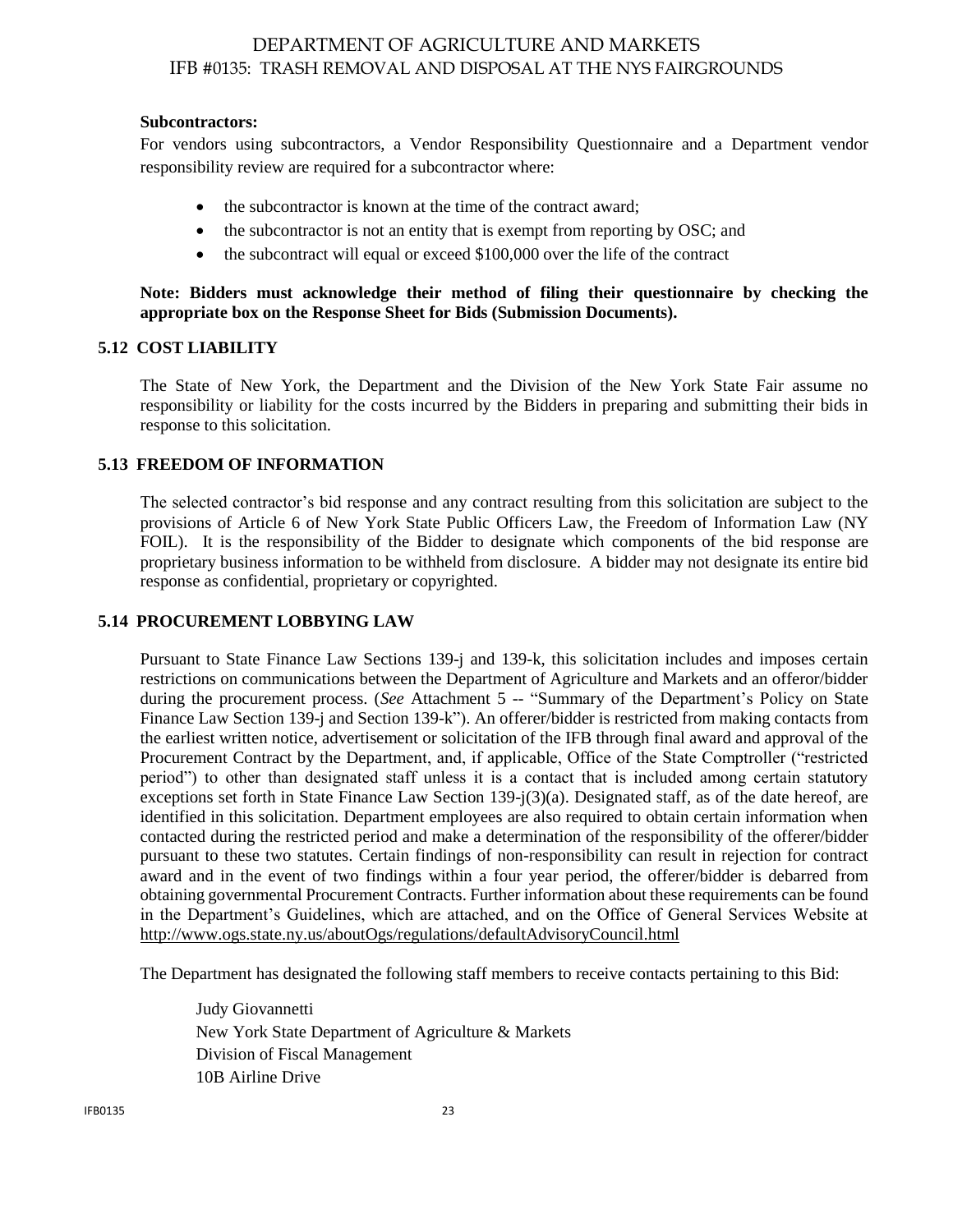**Subcontractors:**

For vendors using subcontractors, a Vendor Responsibility Questionnaire and a Department vendor responsibility review are required for a subcontractor where:

- the subcontractor is known at the time of the contract award;
- the subcontractor is not an entity that is exempt from reporting by OSC; and
- the subcontract will equal or exceed $100,000 over the life of the contract

**Note: Bidders must acknowledge their method of filing their questionnaire by checking the appropriate box on the Response Sheet for Bids (Submission Documents).**

### 5.12 COST LIABILITY

The State of New York, the Department and the Division of the New York State Fair assume no responsibility or liability for the costs incurred by the Bidders in preparing and submitting their bids in response to this solicitation.

### 5.13 FREEDOM OF INFORMATION

The selected contractor's bid response and any contract resulting from this solicitation are subject to the provisions of Article 6 of New York State Public Officers Law, the Freedom of Information Law (NY FOIL). It is the responsibility of the Bidder to designate which components of the bid response are proprietary business information to be withheld from disclosure. A bidder may not designate its entire bid response as confidential, proprietary or copyrighted.

### 5.14 PROCUREMENT LOBBYING LAW

Pursuant to State Finance Law Sections 139-j and 139-k, this solicitation includes and imposes certain restrictions on communications between the Department of Agriculture and Markets and an offeror/bidder during the procurement process. (*See* Attachment 5 -- "Summary of the Department's Policy on State Finance Law Section 139-j and Section 139-k"). An offerer/bidder is restricted from making contacts from the earliest written notice, advertisement or solicitation of the IFB through final award and approval of the Procurement Contract by the Department, and, if applicable, Office of the State Comptroller ("restricted period") to other than designated staff unless it is a contact that is included among certain statutory exceptions set forth in State Finance Law Section 139-j(3)(a). Designated staff, as of the date hereof, are identified in this solicitation. Department employees are also required to obtain certain information when contacted during the restricted period and make a determination of the responsibility of the offerer/bidder pursuant to these two statutes. Certain findings of non-responsibility can result in rejection for contract award and in the event of two findings within a four year period, the offerer/bidder is debarred from obtaining governmental Procurement Contracts. Further information about these requirements can be found in the Department's Guidelines, which are attached, and on the Office of General Services Website at http://www.ogs.state.ny.us/aboutOgs/regulations/defaultAdvisoryCouncil.html

The Department has designated the following staff members to receive contacts pertaining to this Bid:

Judy Giovannetti
New York State Department of Agriculture & Markets
Division of Fiscal Management
10B Airline Drive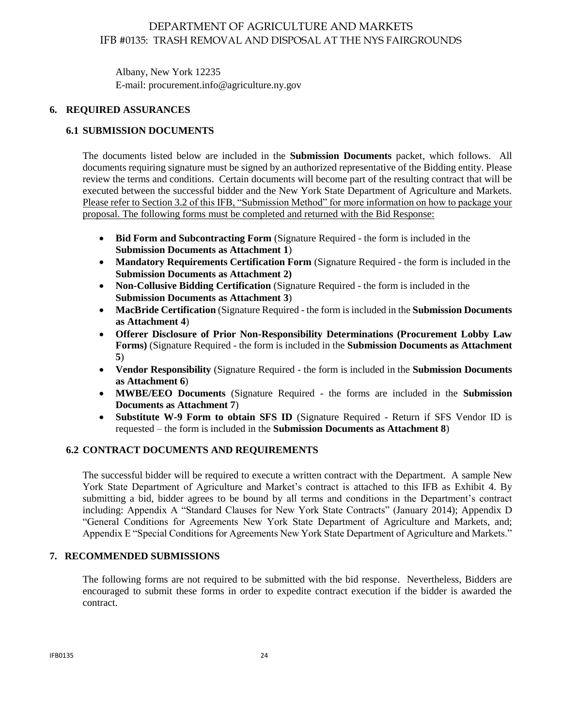Albany, New York 12235
E-mail: procurement.info@agriculture.ny.gov

## 6. REQUIRED ASSURANCES

### 6.1 SUBMISSION DOCUMENTS

The documents listed below are included in the **Submission Documents** packet, which follows. All documents requiring signature must be signed by an authorized representative of the Bidding entity. Please review the terms and conditions. Certain documents will become part of the resulting contract that will be executed between the successful bidder and the New York State Department of Agriculture and Markets. Please refer to Section 3.2 of this IFB, "Submission Method" for more information on how to package your proposal. The following forms must be completed and returned with the Bid Response:

- **Bid Form and Subcontracting Form** (Signature Required - the form is included in the **Submission Documents as Attachment 1**)
- **Mandatory Requirements Certification Form** (Signature Required - the form is included in the **Submission Documents as Attachment 2)**
- **Non-Collusive Bidding Certification** (Signature Required - the form is included in the **Submission Documents as Attachment 3**)
- **MacBride Certification** (Signature Required - the form is included in the **Submission Documents as Attachment 4**)
- **Offerer Disclosure of Prior Non-Responsibility Determinations (Procurement Lobby Law Forms)** (Signature Required - the form is included in the **Submission Documents as Attachment 5**)
- **Vendor Responsibility** (Signature Required - the form is included in the **Submission Documents as Attachment 6**)
- **MWBE/EEO Documents** (Signature Required - the forms are included in the **Submission Documents as Attachment 7**)
- **Substitute W-9 Form to obtain SFS ID** (Signature Required - Return if SFS Vendor ID is requested – the form is included in the **Submission Documents as Attachment 8**)

### 6.2 CONTRACT DOCUMENTS AND REQUIREMENTS

The successful bidder will be required to execute a written contract with the Department. A sample New York State Department of Agriculture and Market's contract is attached to this IFB as Exhibit 4. By submitting a bid, bidder agrees to be bound by all terms and conditions in the Department's contract including: Appendix A "Standard Clauses for New York State Contracts" (January 2014); Appendix D "General Conditions for Agreements New York State Department of Agriculture and Markets, and; Appendix E "Special Conditions for Agreements New York State Department of Agriculture and Markets."

## 7. RECOMMENDED SUBMISSIONS

The following forms are not required to be submitted with the bid response. Nevertheless, Bidders are encouraged to submit these forms in order to expedite contract execution if the bidder is awarded the contract.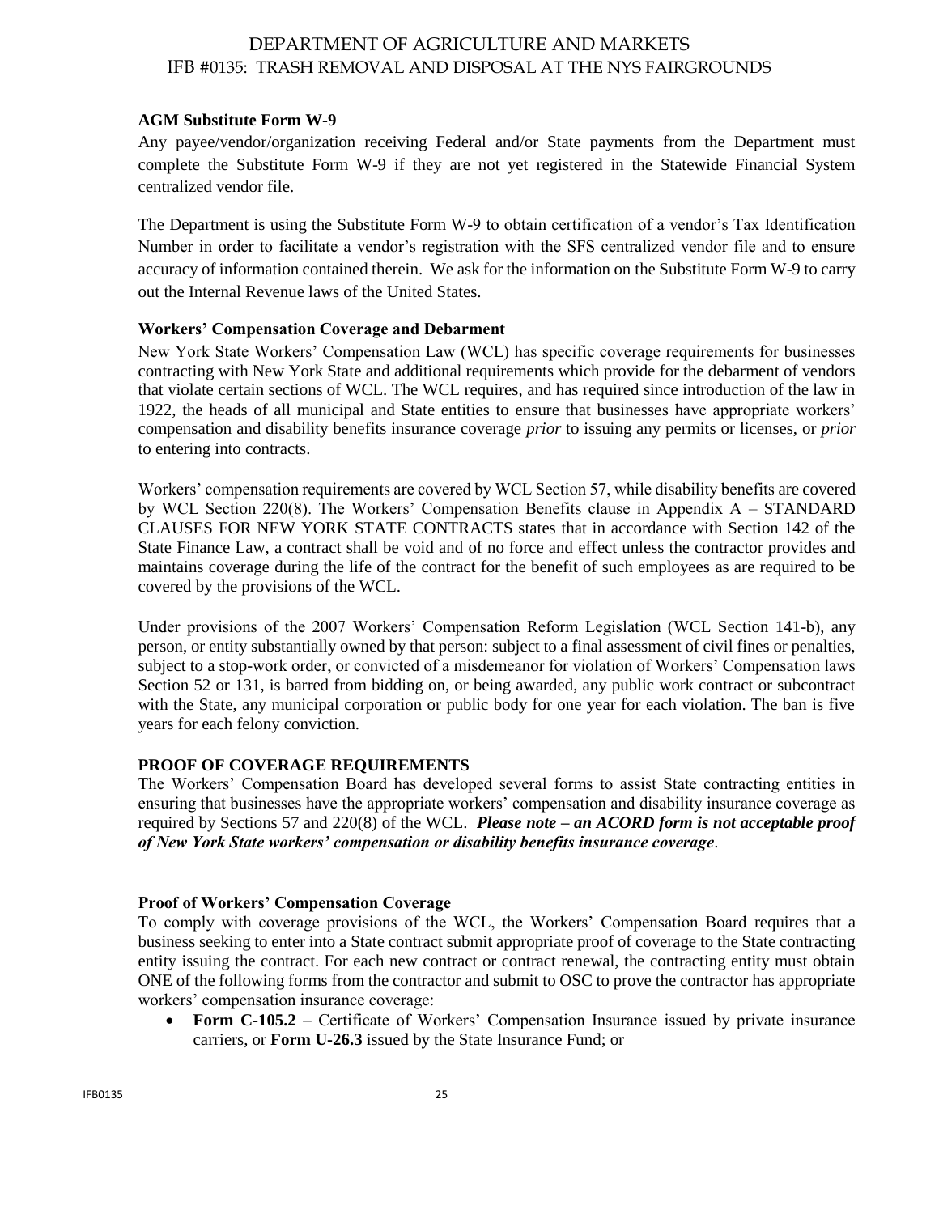### AGM Substitute Form W-9

Any payee/vendor/organization receiving Federal and/or State payments from the Department must complete the Substitute Form W-9 if they are not yet registered in the Statewide Financial System centralized vendor file.

The Department is using the Substitute Form W-9 to obtain certification of a vendor's Tax Identification Number in order to facilitate a vendor's registration with the SFS centralized vendor file and to ensure accuracy of information contained therein. We ask for the information on the Substitute Form W-9 to carry out the Internal Revenue laws of the United States.

### Workers' Compensation Coverage and Debarment

New York State Workers' Compensation Law (WCL) has specific coverage requirements for businesses contracting with New York State and additional requirements which provide for the debarment of vendors that violate certain sections of WCL. The WCL requires, and has required since introduction of the law in 1922, the heads of all municipal and State entities to ensure that businesses have appropriate workers' compensation and disability benefits insurance coverage *prior* to issuing any permits or licenses, or *prior* to entering into contracts.

Workers' compensation requirements are covered by WCL Section 57, while disability benefits are covered by WCL Section 220(8). The Workers' Compensation Benefits clause in Appendix A – STANDARD CLAUSES FOR NEW YORK STATE CONTRACTS states that in accordance with Section 142 of the State Finance Law, a contract shall be void and of no force and effect unless the contractor provides and maintains coverage during the life of the contract for the benefit of such employees as are required to be covered by the provisions of the WCL.

Under provisions of the 2007 Workers' Compensation Reform Legislation (WCL Section 141-b), any person, or entity substantially owned by that person: subject to a final assessment of civil fines or penalties, subject to a stop-work order, or convicted of a misdemeanor for violation of Workers' Compensation laws Section 52 or 131, is barred from bidding on, or being awarded, any public work contract or subcontract with the State, any municipal corporation or public body for one year for each violation. The ban is five years for each felony conviction.

### PROOF OF COVERAGE REQUIREMENTS

The Workers' Compensation Board has developed several forms to assist State contracting entities in ensuring that businesses have the appropriate workers' compensation and disability insurance coverage as required by Sections 57 and 220(8) of the WCL. ***Please note – an ACORD form is not acceptable proof of New York State workers' compensation or disability benefits insurance coverage***.

### Proof of Workers' Compensation Coverage

To comply with coverage provisions of the WCL, the Workers' Compensation Board requires that a business seeking to enter into a State contract submit appropriate proof of coverage to the State contracting entity issuing the contract. For each new contract or contract renewal, the contracting entity must obtain ONE of the following forms from the contractor and submit to OSC to prove the contractor has appropriate workers' compensation insurance coverage:

- **Form C-105.2** – Certificate of Workers' Compensation Insurance issued by private insurance carriers, or **Form U-26.3** issued by the State Insurance Fund; or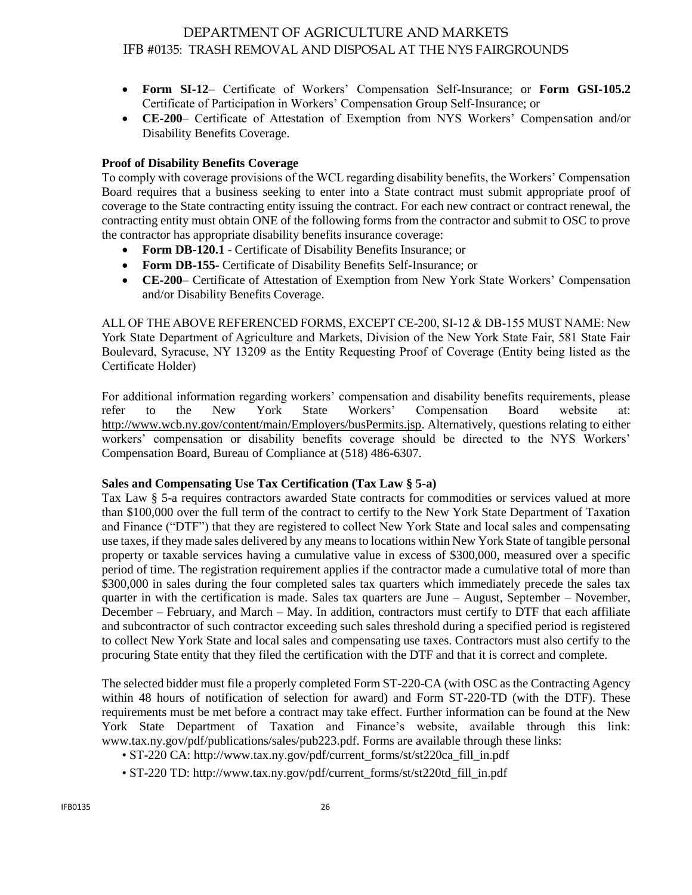- **Form SI-12**– Certificate of Workers' Compensation Self-Insurance; or **Form GSI-105.2** Certificate of Participation in Workers' Compensation Group Self-Insurance; or
- **CE-200**– Certificate of Attestation of Exemption from NYS Workers' Compensation and/or Disability Benefits Coverage.

**Proof of Disability Benefits Coverage**

To comply with coverage provisions of the WCL regarding disability benefits, the Workers' Compensation Board requires that a business seeking to enter into a State contract must submit appropriate proof of coverage to the State contracting entity issuing the contract. For each new contract or contract renewal, the contracting entity must obtain ONE of the following forms from the contractor and submit to OSC to prove the contractor has appropriate disability benefits insurance coverage:

- **Form DB-120.1** - Certificate of Disability Benefits Insurance; or
- **Form DB-155**- Certificate of Disability Benefits Self-Insurance; or
- **CE-200**– Certificate of Attestation of Exemption from New York State Workers' Compensation and/or Disability Benefits Coverage.

ALL OF THE ABOVE REFERENCED FORMS, EXCEPT CE-200, SI-12 & DB-155 MUST NAME: New York State Department of Agriculture and Markets, Division of the New York State Fair, 581 State Fair Boulevard, Syracuse, NY 13209 as the Entity Requesting Proof of Coverage (Entity being listed as the Certificate Holder)

For additional information regarding workers' compensation and disability benefits requirements, please refer to the New York State Workers' Compensation Board website at: http://www.wcb.ny.gov/content/main/Employers/busPermits.jsp. Alternatively, questions relating to either workers' compensation or disability benefits coverage should be directed to the NYS Workers' Compensation Board, Bureau of Compliance at (518) 486-6307.

**Sales and Compensating Use Tax Certification (Tax Law § 5-a)**

Tax Law § 5-a requires contractors awarded State contracts for commodities or services valued at more than $100,000 over the full term of the contract to certify to the New York State Department of Taxation and Finance ("DTF") that they are registered to collect New York State and local sales and compensating use taxes, if they made sales delivered by any means to locations within New York State of tangible personal property or taxable services having a cumulative value in excess of $300,000, measured over a specific period of time. The registration requirement applies if the contractor made a cumulative total of more than $300,000 in sales during the four completed sales tax quarters which immediately precede the sales tax quarter in with the certification is made. Sales tax quarters are June – August, September – November, December – February, and March – May. In addition, contractors must certify to DTF that each affiliate and subcontractor of such contractor exceeding such sales threshold during a specified period is registered to collect New York State and local sales and compensating use taxes. Contractors must also certify to the procuring State entity that they filed the certification with the DTF and that it is correct and complete.

The selected bidder must file a properly completed Form ST-220-CA (with OSC as the Contracting Agency within 48 hours of notification of selection for award) and Form ST-220-TD (with the DTF). These requirements must be met before a contract may take effect. Further information can be found at the New York State Department of Taxation and Finance's website, available through this link: www.tax.ny.gov/pdf/publications/sales/pub223.pdf. Forms are available through these links:

- ST-220 CA: http://www.tax.ny.gov/pdf/current_forms/st/st220ca_fill_in.pdf
- ST-220 TD: http://www.tax.ny.gov/pdf/current_forms/st/st220td_fill_in.pdf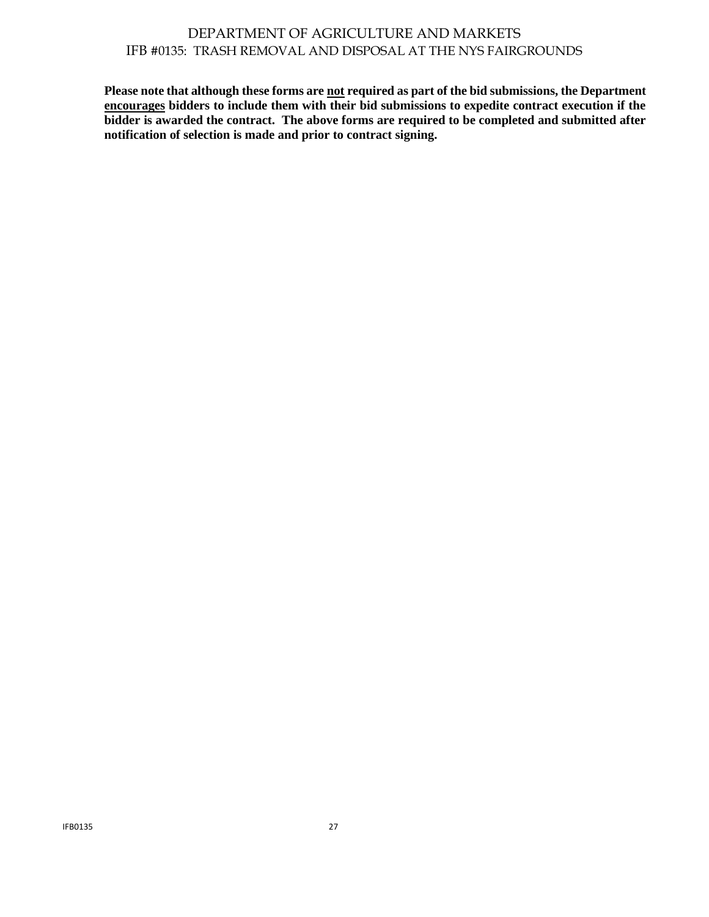**Please note that although these forms are not required as part of the bid submissions, the Department encourages bidders to include them with their bid submissions to expedite contract execution if the bidder is awarded the contract. The above forms are required to be completed and submitted after notification of selection is made and prior to contract signing.**